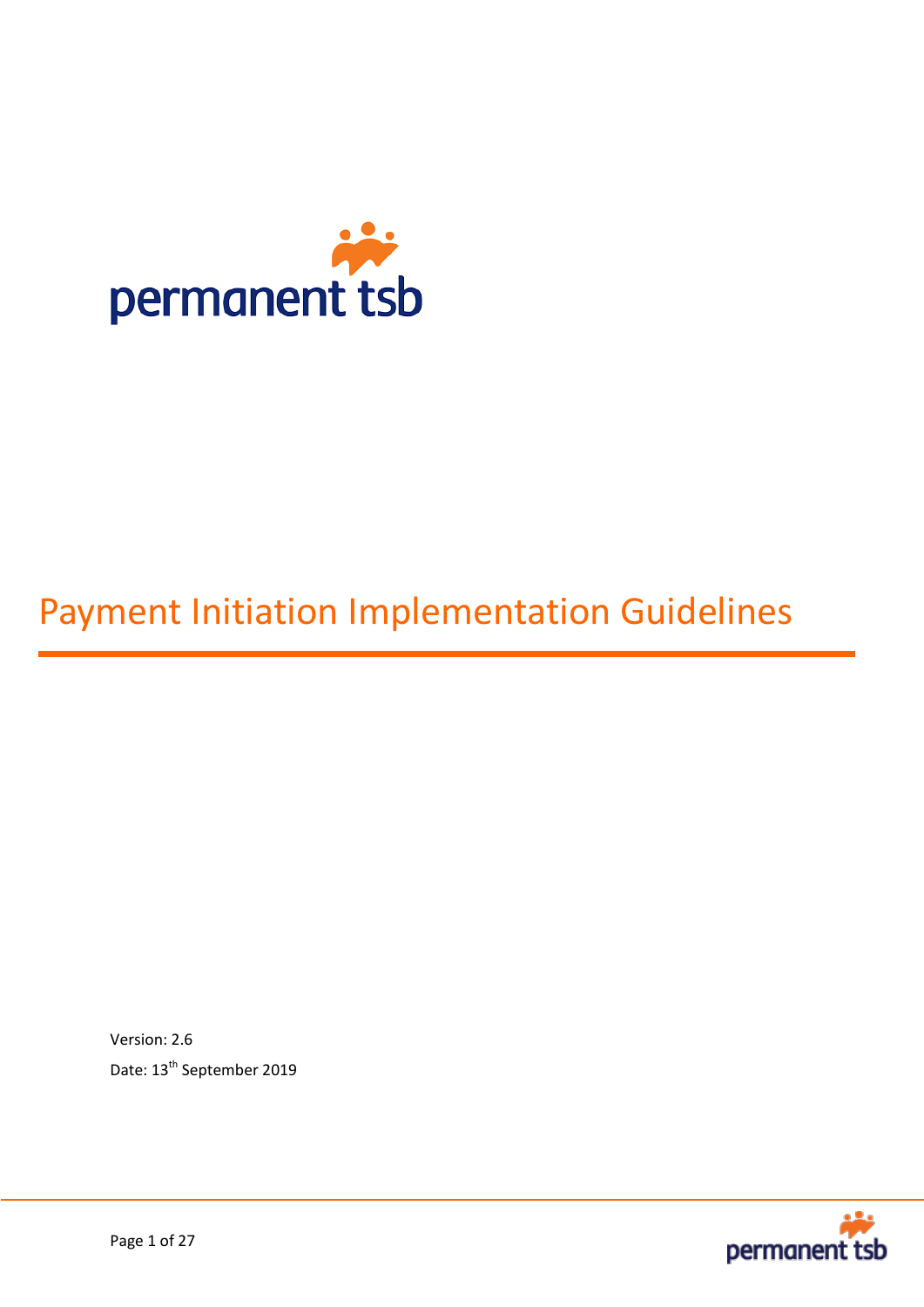permanent tsb

# Payment Initiation Implementation Guidelines

Version: 2.6

Date: 13th September 2019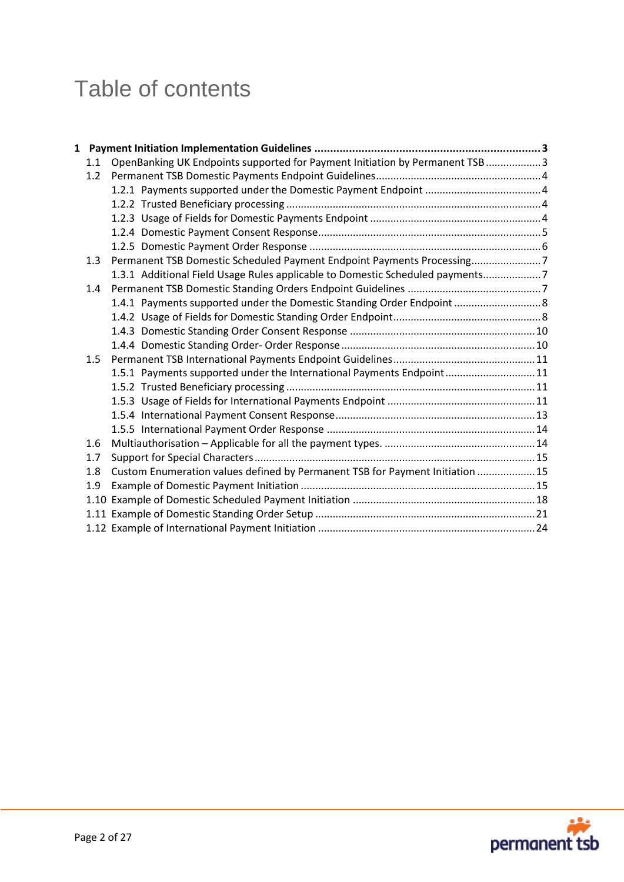# Table of contents

**1 Payment Initiation Implementation Guidelines ........................................................................ 3**

- 1.1 OpenBanking UK Endpoints supported for Payment Initiation by Permanent TSB .................. 3
- 1.2 Permanent TSB Domestic Payments Endpoint Guidelines ........................................................ 4
  - 1.2.1 Payments supported under the Domestic Payment Endpoint ........................................ 4
  - 1.2.2 Trusted Beneficiary processing ....................................................................................... 4
  - 1.2.3 Usage of Fields for Domestic Payments Endpoint ........................................................... 4
  - 1.2.4 Domestic Payment Consent Response ............................................................................. 5
  - 1.2.5 Domestic Payment Order Response ............................................................................... 6
- 1.3 Permanent TSB Domestic Scheduled Payment Endpoint Payments Processing ........................ 7
  - 1.3.1 Additional Field Usage Rules applicable to Domestic Scheduled payments .................... 7
- 1.4 Permanent TSB Domestic Standing Orders Endpoint Guidelines ............................................. 7
  - 1.4.1 Payments supported under the Domestic Standing Order Endpoint .............................. 8
  - 1.4.2 Usage of Fields for Domestic Standing Order Endpoint .................................................. 8
  - 1.4.3 Domestic Standing Order Consent Response ............................................................... 10
  - 1.4.4 Domestic Standing Order- Order Response .................................................................. 10
- 1.5 Permanent TSB International Payments Endpoint Guidelines ................................................ 11
  - 1.5.1 Payments supported under the International Payments Endpoint ............................... 11
  - 1.5.2 Trusted Beneficiary processing ..................................................................................... 11
  - 1.5.3 Usage of Fields for International Payments Endpoint ................................................... 11
  - 1.5.4 International Payment Consent Response .................................................................... 13
  - 1.5.5 International Payment Order Response ....................................................................... 14
- 1.6 Multiauthorisation – Applicable for all the payment types. .................................................... 14
- 1.7 Support for Special Characters ................................................................................................ 15
- 1.8 Custom Enumeration values defined by Permanent TSB for Payment Initiation .................... 15
- 1.9 Example of Domestic Payment Initiation ................................................................................ 15
- 1.10 Example of Domestic Scheduled Payment Initiation .............................................................. 18
- 1.11 Example of Domestic Standing Order Setup ........................................................................... 21
- 1.12 Example of International Payment Initiation .......................................................................... 24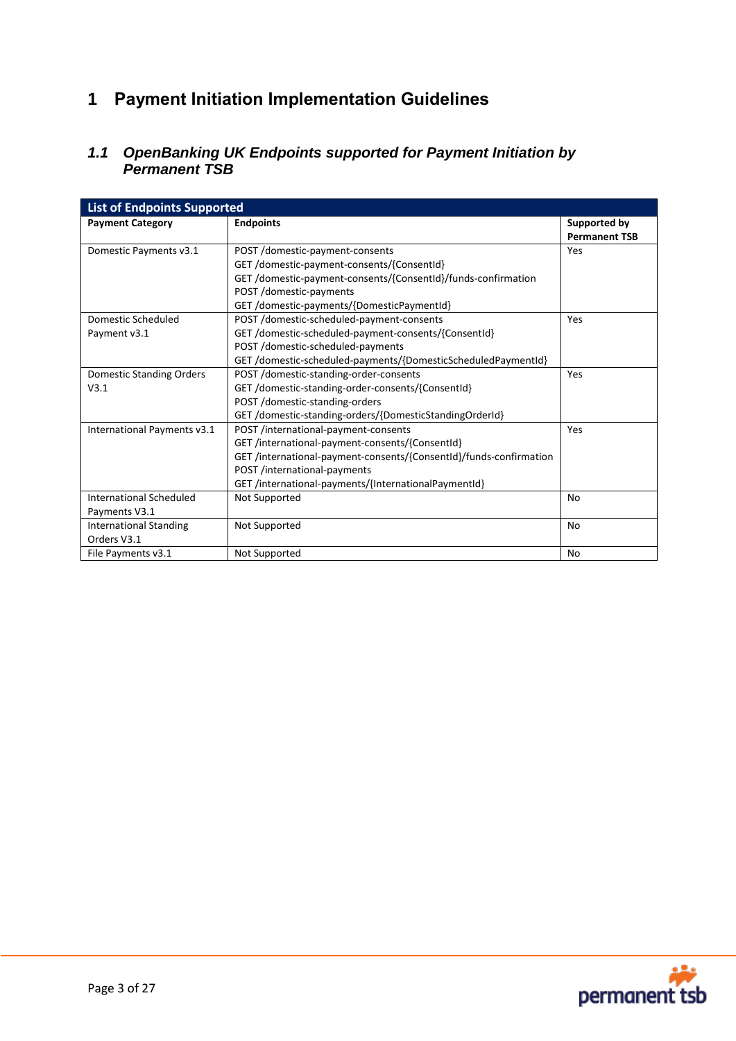# 1 Payment Initiation Implementation Guidelines

## *1.1 OpenBanking UK Endpoints supported for Payment Initiation by Permanent TSB*

| List of Endpoints Supported | | |
|---|---|---|
| **Payment Category** | **Endpoints** | **Supported by Permanent TSB** |
| Domestic Payments v3.1 | POST /domestic-payment-consents<br>GET /domestic-payment-consents/{ConsentId}<br>GET /domestic-payment-consents/{ConsentId}/funds-confirmation<br>POST /domestic-payments<br>GET /domestic-payments/{DomesticPaymentId} | Yes |
| Domestic Scheduled Payment v3.1 | POST /domestic-scheduled-payment-consents<br>GET /domestic-scheduled-payment-consents/{ConsentId}<br>POST /domestic-scheduled-payments<br>GET /domestic-scheduled-payments/{DomesticScheduledPaymentId} | Yes |
| Domestic Standing Orders V3.1 | POST /domestic-standing-order-consents<br>GET /domestic-standing-order-consents/{ConsentId}<br>POST /domestic-standing-orders<br>GET /domestic-standing-orders/{DomesticStandingOrderId} | Yes |
| International Payments v3.1 | POST /international-payment-consents<br>GET /international-payment-consents/{ConsentId}<br>GET /international-payment-consents/{ConsentId}/funds-confirmation<br>POST /international-payments<br>GET /international-payments/{InternationalPaymentId} | Yes |
| International Scheduled Payments V3.1 | Not Supported | No |
| International Standing Orders V3.1 | Not Supported | No |
| File Payments v3.1 | Not Supported | No |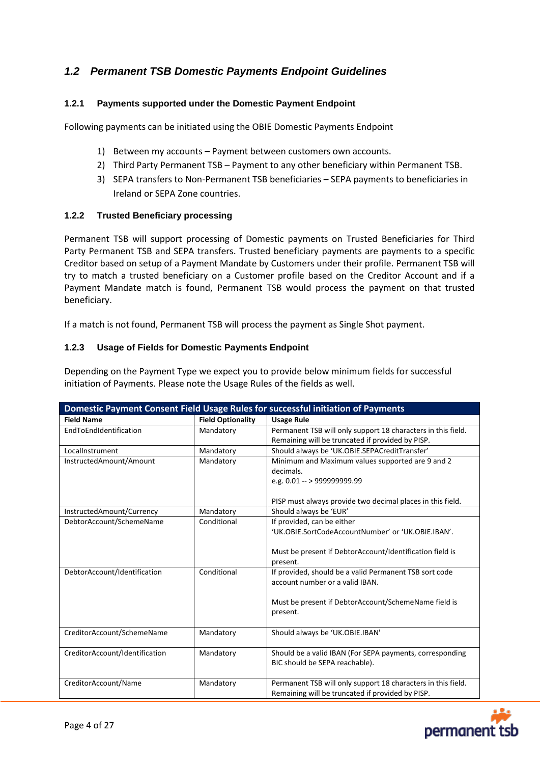## 1.2 Permanent TSB Domestic Payments Endpoint Guidelines

### 1.2.1 Payments supported under the Domestic Payment Endpoint

Following payments can be initiated using the OBIE Domestic Payments Endpoint

1) Between my accounts – Payment between customers own accounts.
2) Third Party Permanent TSB – Payment to any other beneficiary within Permanent TSB.
3) SEPA transfers to Non-Permanent TSB beneficiaries – SEPA payments to beneficiaries in Ireland or SEPA Zone countries.

### 1.2.2 Trusted Beneficiary processing

Permanent TSB will support processing of Domestic payments on Trusted Beneficiaries for Third Party Permanent TSB and SEPA transfers. Trusted beneficiary payments are payments to a specific Creditor based on setup of a Payment Mandate by Customers under their profile. Permanent TSB will try to match a trusted beneficiary on a Customer profile based on the Creditor Account and if a Payment Mandate match is found, Permanent TSB would process the payment on that trusted beneficiary.

If a match is not found, Permanent TSB will process the payment as Single Shot payment.

### 1.2.3 Usage of Fields for Domestic Payments Endpoint

Depending on the Payment Type we expect you to provide below minimum fields for successful initiation of Payments. Please note the Usage Rules of the fields as well.

| Domestic Payment Consent Field Usage Rules for successful initiation of Payments | | |
|---|---|---|
| **Field Name** | **Field Optionality** | **Usage Rule** |
| EndToEndIdentification | Mandatory | Permanent TSB will only support 18 characters in this field. Remaining will be truncated if provided by PISP. |
| LocalInstrument | Mandatory | Should always be 'UK.OBIE.SEPACreditTransfer' |
| InstructedAmount/Amount | Mandatory | Minimum and Maximum values supported are 9 and 2 decimals.<br>e.g. 0.01 -- > 999999999.99<br><br>PISP must always provide two decimal places in this field. |
| InstructedAmount/Currency | Mandatory | Should always be 'EUR' |
| DebtorAccount/SchemeName | Conditional | If provided, can be either 'UK.OBIE.SortCodeAccountNumber' or 'UK.OBIE.IBAN'.<br><br>Must be present if DebtorAccount/Identification field is present. |
| DebtorAccount/Identification | Conditional | If provided, should be a valid Permanent TSB sort code account number or a valid IBAN.<br><br>Must be present if DebtorAccount/SchemeName field is present. |
| CreditorAccount/SchemeName | Mandatory | Should always be 'UK.OBIE.IBAN' |
| CreditorAccount/Identification | Mandatory | Should be a valid IBAN (For SEPA payments, corresponding BIC should be SEPA reachable). |
| CreditorAccount/Name | Mandatory | Permanent TSB will only support 18 characters in this field. Remaining will be truncated if provided by PISP. |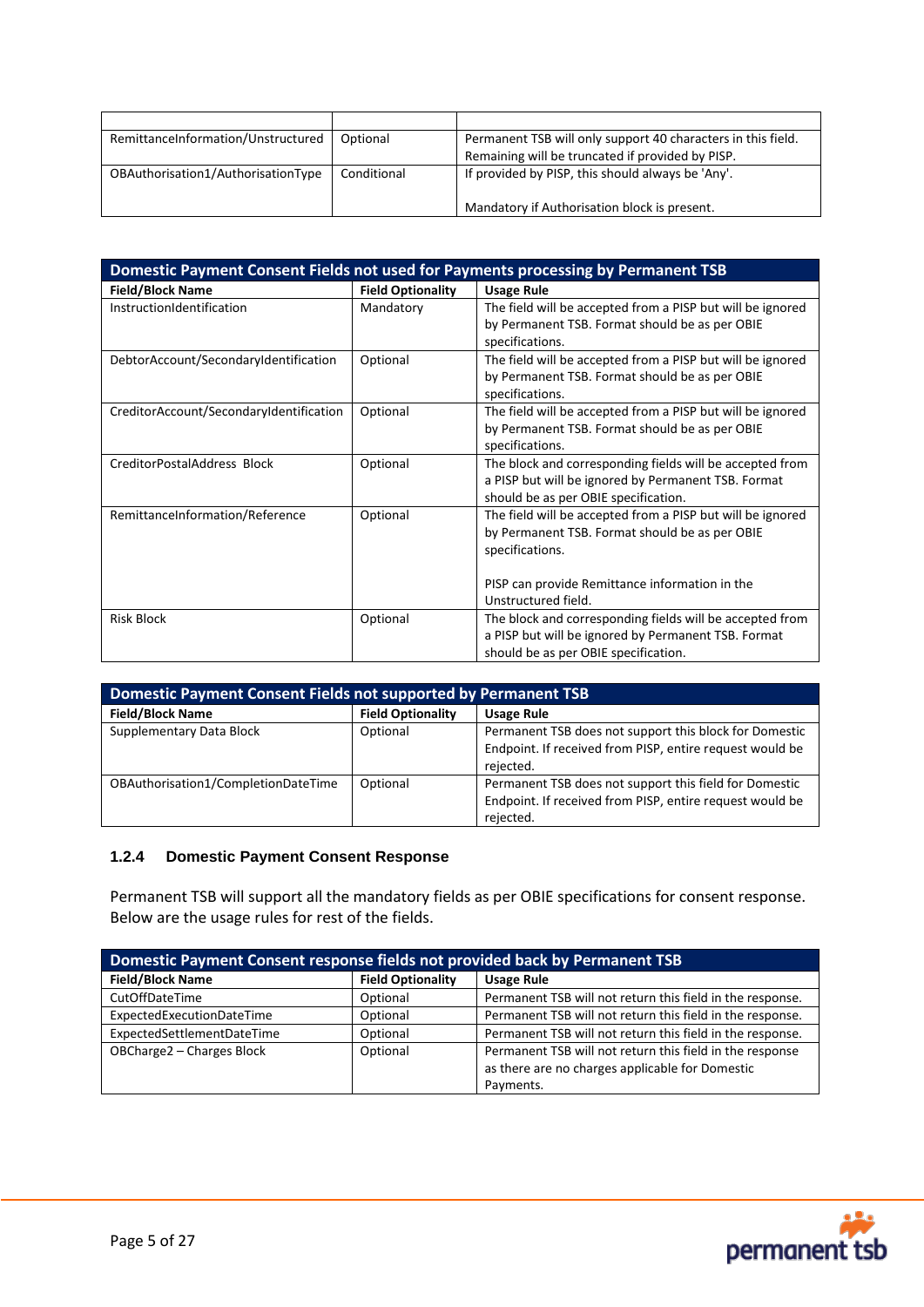| | | |
|---|---|---|
| RemittanceInformation/Unstructured | Optional | Permanent TSB will only support 40 characters in this field. Remaining will be truncated if provided by PISP. |
| OBAuthorisation1/AuthorisationType | Conditional | If provided by PISP, this should always be 'Any'.<br><br>Mandatory if Authorisation block is present. |

| Domestic Payment Consent Fields not used for Payments processing by Permanent TSB | | |
|---|---|---|
| **Field/Block Name** | **Field Optionality** | **Usage Rule** |
| InstructionIdentification | Mandatory | The field will be accepted from a PISP but will be ignored by Permanent TSB. Format should be as per OBIE specifications. |
| DebtorAccount/SecondaryIdentification | Optional | The field will be accepted from a PISP but will be ignored by Permanent TSB. Format should be as per OBIE specifications. |
| CreditorAccount/SecondaryIdentification | Optional | The field will be accepted from a PISP but will be ignored by Permanent TSB. Format should be as per OBIE specifications. |
| CreditorPostalAddress Block | Optional | The block and corresponding fields will be accepted from a PISP but will be ignored by Permanent TSB. Format should be as per OBIE specification. |
| RemittanceInformation/Reference | Optional | The field will be accepted from a PISP but will be ignored by Permanent TSB. Format should be as per OBIE specifications.<br><br>PISP can provide Remittance information in the Unstructured field. |
| Risk Block | Optional | The block and corresponding fields will be accepted from a PISP but will be ignored by Permanent TSB. Format should be as per OBIE specification. |

| Domestic Payment Consent Fields not supported by Permanent TSB | | |
|---|---|---|
| **Field/Block Name** | **Field Optionality** | **Usage Rule** |
| Supplementary Data Block | Optional | Permanent TSB does not support this block for Domestic Endpoint. If received from PISP, entire request would be rejected. |
| OBAuthorisation1/CompletionDateTime | Optional | Permanent TSB does not support this field for Domestic Endpoint. If received from PISP, entire request would be rejected. |

### 1.2.4 Domestic Payment Consent Response

Permanent TSB will support all the mandatory fields as per OBIE specifications for consent response. Below are the usage rules for rest of the fields.

| Domestic Payment Consent response fields not provided back by Permanent TSB | | |
|---|---|---|
| **Field/Block Name** | **Field Optionality** | **Usage Rule** |
| CutOffDateTime | Optional | Permanent TSB will not return this field in the response. |
| ExpectedExecutionDateTime | Optional | Permanent TSB will not return this field in the response. |
| ExpectedSettlementDateTime | Optional | Permanent TSB will not return this field in the response. |
| OBCharge2 – Charges Block | Optional | Permanent TSB will not return this field in the response as there are no charges applicable for Domestic Payments. |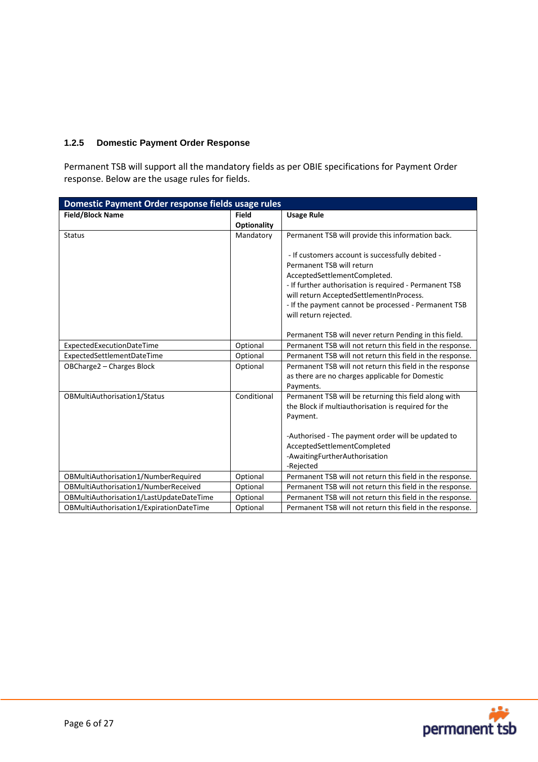### 1.2.5 Domestic Payment Order Response

Permanent TSB will support all the mandatory fields as per OBIE specifications for Payment Order response. Below are the usage rules for fields.

| **Domestic Payment Order response fields usage rules** | | |
|---|---|---|
| **Field/Block Name** | **Field Optionality** | **Usage Rule** |
| Status | Mandatory | Permanent TSB will provide this information back.<br><br>- If customers account is successfully debited - Permanent TSB will return AcceptedSettlementCompleted.<br>- If further authorisation is required - Permanent TSB will return AcceptedSettlementInProcess.<br>- If the payment cannot be processed - Permanent TSB will return rejected.<br><br>Permanent TSB will never return Pending in this field. |
| ExpectedExecutionDateTime | Optional | Permanent TSB will not return this field in the response. |
| ExpectedSettlementDateTime | Optional | Permanent TSB will not return this field in the response. |
| OBCharge2 – Charges Block | Optional | Permanent TSB will not return this field in the response as there are no charges applicable for Domestic Payments. |
| OBMultiAuthorisation1/Status | Conditional | Permanent TSB will be returning this field along with the Block if multiauthorisation is required for the Payment.<br><br>-Authorised - The payment order will be updated to AcceptedSettlementCompleted<br>-AwaitingFurtherAuthorisation<br>-Rejected |
| OBMultiAuthorisation1/NumberRequired | Optional | Permanent TSB will not return this field in the response. |
| OBMultiAuthorisation1/NumberReceived | Optional | Permanent TSB will not return this field in the response. |
| OBMultiAuthorisation1/LastUpdateDateTime | Optional | Permanent TSB will not return this field in the response. |
| OBMultiAuthorisation1/ExpirationDateTime | Optional | Permanent TSB will not return this field in the response. |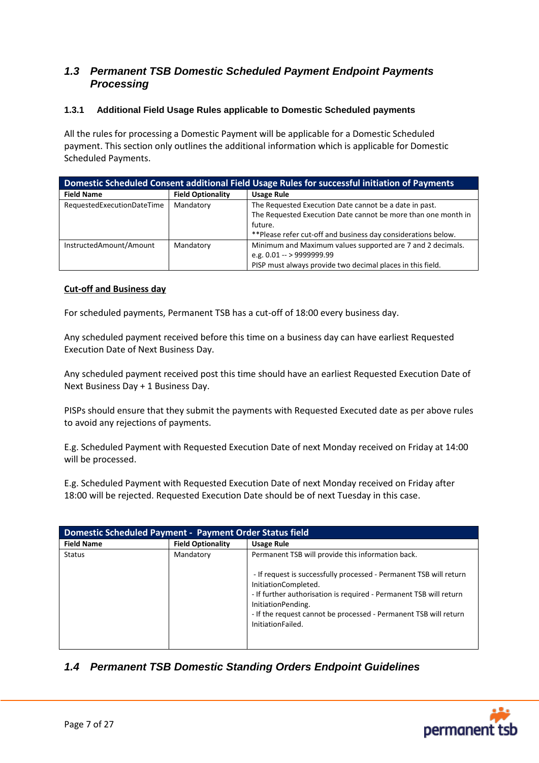## 1.3 Permanent TSB Domestic Scheduled Payment Endpoint Payments Processing

### 1.3.1 Additional Field Usage Rules applicable to Domestic Scheduled payments

All the rules for processing a Domestic Payment will be applicable for a Domestic Scheduled payment. This section only outlines the additional information which is applicable for Domestic Scheduled Payments.

| Domestic Scheduled Consent additional Field Usage Rules for successful initiation of Payments | | |
|---|---|---|
| **Field Name** | **Field Optionality** | **Usage Rule** |
| RequestedExecutionDateTime | Mandatory | The Requested Execution Date cannot be a date in past.<br>The Requested Execution Date cannot be more than one month in future.<br>**Please refer cut-off and business day considerations below. |
| InstructedAmount/Amount | Mandatory | Minimum and Maximum values supported are 7 and 2 decimals.<br>e.g. 0.01 -- > 9999999.99<br>PISP must always provide two decimal places in this field. |

**Cut-off and Business day**

For scheduled payments, Permanent TSB has a cut-off of 18:00 every business day.

Any scheduled payment received before this time on a business day can have earliest Requested Execution Date of Next Business Day.

Any scheduled payment received post this time should have an earliest Requested Execution Date of Next Business Day + 1 Business Day.

PISPs should ensure that they submit the payments with Requested Executed date as per above rules to avoid any rejections of payments.

E.g. Scheduled Payment with Requested Execution Date of next Monday received on Friday at 14:00 will be processed.

E.g. Scheduled Payment with Requested Execution Date of next Monday received on Friday after 18:00 will be rejected. Requested Execution Date should be of next Tuesday in this case.

| Domestic Scheduled Payment - Payment Order Status field | | |
|---|---|---|
| **Field Name** | **Field Optionality** | **Usage Rule** |
| Status | Mandatory | Permanent TSB will provide this information back.<br><br>- If request is successfully processed - Permanent TSB will return InitiationCompleted.<br>- If further authorisation is required - Permanent TSB will return InitiationPending.<br>- If the request cannot be processed - Permanent TSB will return InitiationFailed. |

## 1.4 Permanent TSB Domestic Standing Orders Endpoint Guidelines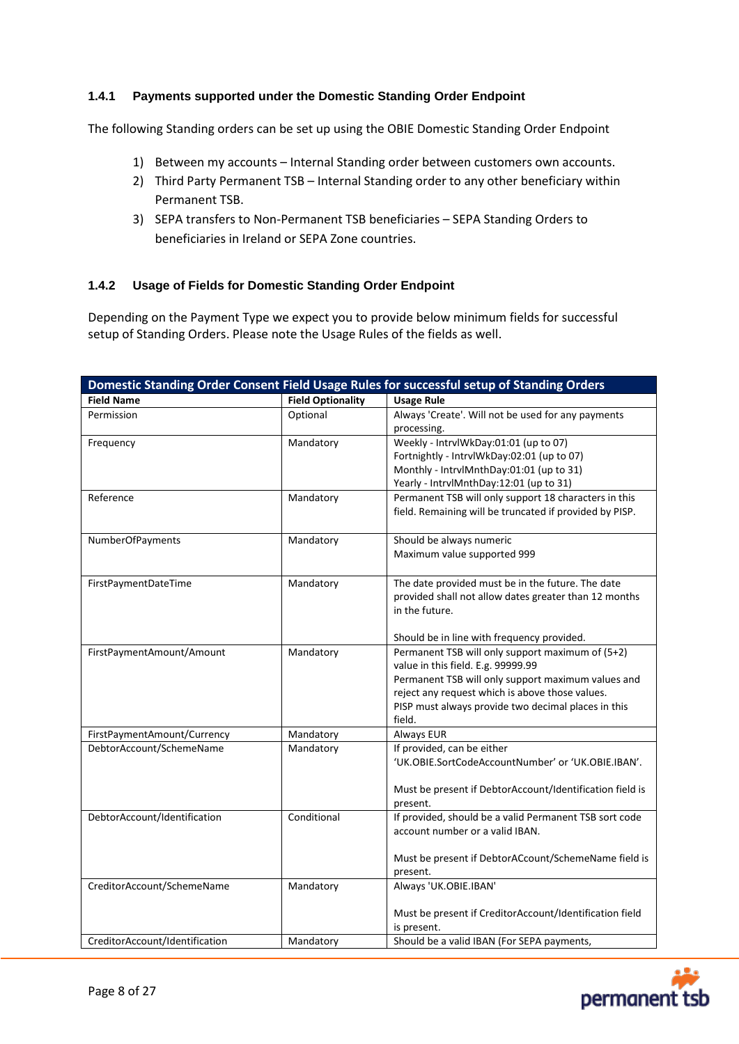### 1.4.1 Payments supported under the Domestic Standing Order Endpoint

The following Standing orders can be set up using the OBIE Domestic Standing Order Endpoint

1) Between my accounts – Internal Standing order between customers own accounts.
2) Third Party Permanent TSB – Internal Standing order to any other beneficiary within Permanent TSB.
3) SEPA transfers to Non-Permanent TSB beneficiaries – SEPA Standing Orders to beneficiaries in Ireland or SEPA Zone countries.

### 1.4.2 Usage of Fields for Domestic Standing Order Endpoint

Depending on the Payment Type we expect you to provide below minimum fields for successful setup of Standing Orders. Please note the Usage Rules of the fields as well.

| Domestic Standing Order Consent Field Usage Rules for successful setup of Standing Orders | | |
|---|---|---|
| **Field Name** | **Field Optionality** | **Usage Rule** |
| Permission | Optional | Always 'Create'. Will not be used for any payments processing. |
| Frequency | Mandatory | Weekly - IntrvlWkDay:01:01 (up to 07)<br>Fortnightly - IntrvlWkDay:02:01 (up to 07)<br>Monthly - IntrvlMnthDay:01:01 (up to 31)<br>Yearly - IntrvlMnthDay:12:01 (up to 31) |
| Reference | Mandatory | Permanent TSB will only support 18 characters in this field. Remaining will be truncated if provided by PISP. |
| NumberOfPayments | Mandatory | Should be always numeric<br>Maximum value supported 999 |
| FirstPaymentDateTime | Mandatory | The date provided must be in the future. The date provided shall not allow dates greater than 12 months in the future.<br><br>Should be in line with frequency provided. |
| FirstPaymentAmount/Amount | Mandatory | Permanent TSB will only support maximum of (5+2) value in this field. E.g. 99999.99<br>Permanent TSB will only support maximum values and reject any request which is above those values.<br>PISP must always provide two decimal places in this field. |
| FirstPaymentAmount/Currency | Mandatory | Always EUR |
| DebtorAccount/SchemeName | Mandatory | If provided, can be either 'UK.OBIE.SortCodeAccountNumber' or 'UK.OBIE.IBAN'.<br><br>Must be present if DebtorAccount/Identification field is present. |
| DebtorAccount/Identification | Conditional | If provided, should be a valid Permanent TSB sort code account number or a valid IBAN.<br><br>Must be present if DebtorACcount/SchemeName field is present. |
| CreditorAccount/SchemeName | Mandatory | Always 'UK.OBIE.IBAN'<br><br>Must be present if CreditorAccount/Identification field is present. |
| CreditorAccount/Identification | Mandatory | Should be a valid IBAN (For SEPA payments, |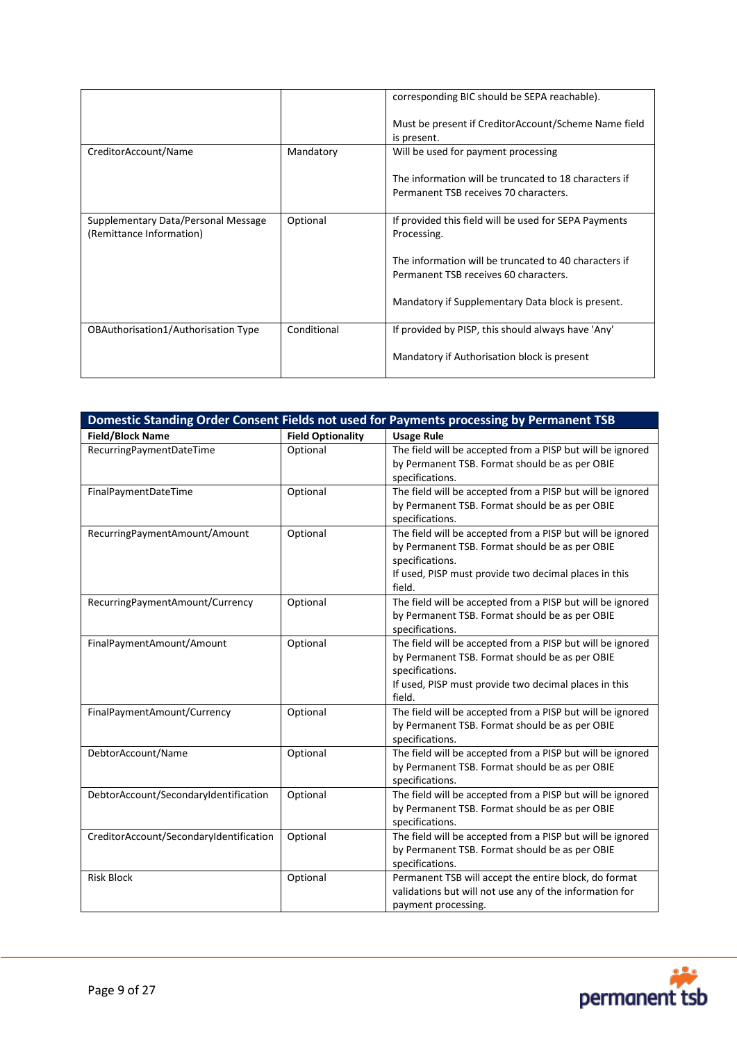| | | |
|---|---|---|
| | | corresponding BIC should be SEPA reachable).<br><br>Must be present if CreditorAccount/Scheme Name field is present. |
| CreditorAccount/Name | Mandatory | Will be used for payment processing<br><br>The information will be truncated to 18 characters if Permanent TSB receives 70 characters. |
| Supplementary Data/Personal Message (Remittance Information) | Optional | If provided this field will be used for SEPA Payments Processing.<br><br>The information will be truncated to 40 characters if Permanent TSB receives 60 characters.<br><br>Mandatory if Supplementary Data block is present. |
| OBAuthorisation1/Authorisation Type | Conditional | If provided by PISP, this should always have 'Any'<br><br>Mandatory if Authorisation block is present |

**Domestic Standing Order Consent Fields not used for Payments processing by Permanent TSB**

| Field/Block Name | Field Optionality | Usage Rule |
|---|---|---|
| RecurringPaymentDateTime | Optional | The field will be accepted from a PISP but will be ignored by Permanent TSB. Format should be as per OBIE specifications. |
| FinalPaymentDateTime | Optional | The field will be accepted from a PISP but will be ignored by Permanent TSB. Format should be as per OBIE specifications. |
| RecurringPaymentAmount/Amount | Optional | The field will be accepted from a PISP but will be ignored by Permanent TSB. Format should be as per OBIE specifications.<br>If used, PISP must provide two decimal places in this field. |
| RecurringPaymentAmount/Currency | Optional | The field will be accepted from a PISP but will be ignored by Permanent TSB. Format should be as per OBIE specifications. |
| FinalPaymentAmount/Amount | Optional | The field will be accepted from a PISP but will be ignored by Permanent TSB. Format should be as per OBIE specifications.<br>If used, PISP must provide two decimal places in this field. |
| FinalPaymentAmount/Currency | Optional | The field will be accepted from a PISP but will be ignored by Permanent TSB. Format should be as per OBIE specifications. |
| DebtorAccount/Name | Optional | The field will be accepted from a PISP but will be ignored by Permanent TSB. Format should be as per OBIE specifications. |
| DebtorAccount/SecondaryIdentification | Optional | The field will be accepted from a PISP but will be ignored by Permanent TSB. Format should be as per OBIE specifications. |
| CreditorAccount/SecondaryIdentification | Optional | The field will be accepted from a PISP but will be ignored by Permanent TSB. Format should be as per OBIE specifications. |
| Risk Block | Optional | Permanent TSB will accept the entire block, do format validations but will not use any of the information for payment processing. |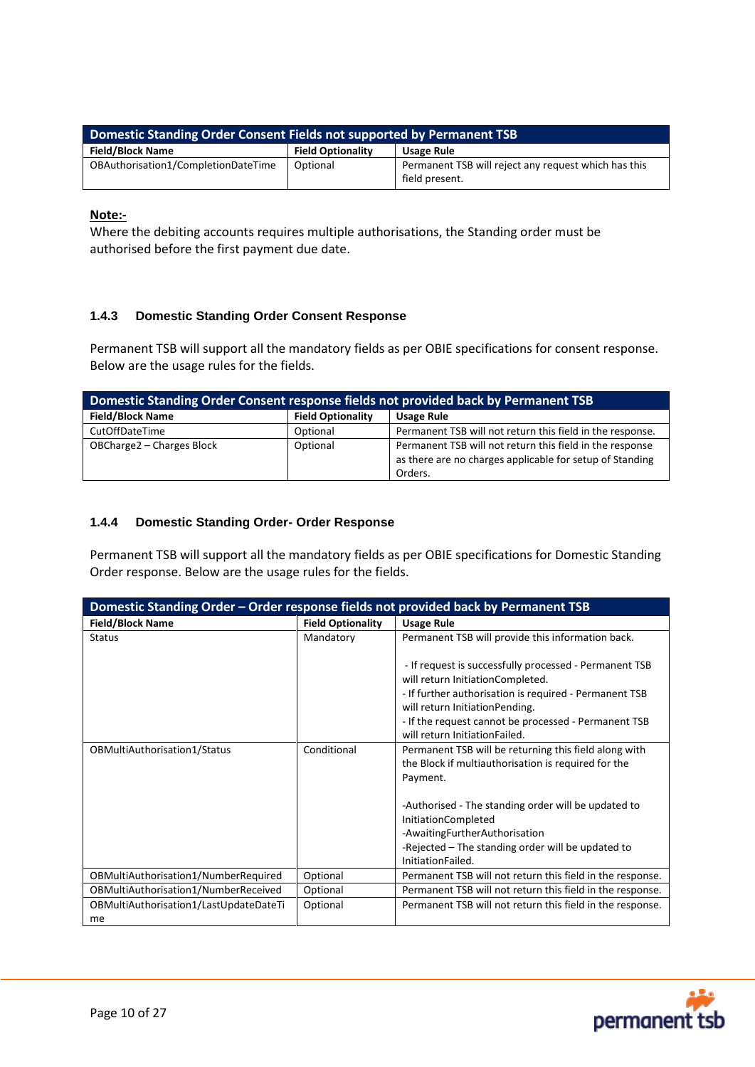| Domestic Standing Order Consent Fields not supported by Permanent TSB | | |
|---|---|---|
| **Field/Block Name** | **Field Optionality** | **Usage Rule** |
| OBAuthorisation1/CompletionDateTime | Optional | Permanent TSB will reject any request which has this field present. |

**Note:-**

Where the debiting accounts requires multiple authorisations, the Standing order must be authorised before the first payment due date.

### 1.4.3 Domestic Standing Order Consent Response

Permanent TSB will support all the mandatory fields as per OBIE specifications for consent response. Below are the usage rules for the fields.

| Domestic Standing Order Consent response fields not provided back by Permanent TSB | | |
|---|---|---|
| **Field/Block Name** | **Field Optionality** | **Usage Rule** |
| CutOffDateTime | Optional | Permanent TSB will not return this field in the response. |
| OBCharge2 – Charges Block | Optional | Permanent TSB will not return this field in the response as there are no charges applicable for setup of Standing Orders. |

### 1.4.4 Domestic Standing Order- Order Response

Permanent TSB will support all the mandatory fields as per OBIE specifications for Domestic Standing Order response. Below are the usage rules for the fields.

| Domestic Standing Order – Order response fields not provided back by Permanent TSB | | |
|---|---|---|
| **Field/Block Name** | **Field Optionality** | **Usage Rule** |
| Status | Mandatory | Permanent TSB will provide this information back.<br><br>- If request is successfully processed - Permanent TSB will return InitiationCompleted.<br>- If further authorisation is required - Permanent TSB will return InitiationPending.<br>- If the request cannot be processed - Permanent TSB will return InitiationFailed. |
| OBMultiAuthorisation1/Status | Conditional | Permanent TSB will be returning this field along with the Block if multiauthorisation is required for the Payment.<br><br>-Authorised - The standing order will be updated to InitiationCompleted<br>-AwaitingFurtherAuthorisation<br>-Rejected – The standing order will be updated to InitiationFailed. |
| OBMultiAuthorisation1/NumberRequired | Optional | Permanent TSB will not return this field in the response. |
| OBMultiAuthorisation1/NumberReceived | Optional | Permanent TSB will not return this field in the response. |
| OBMultiAuthorisation1/LastUpdateDateTime | Optional | Permanent TSB will not return this field in the response. |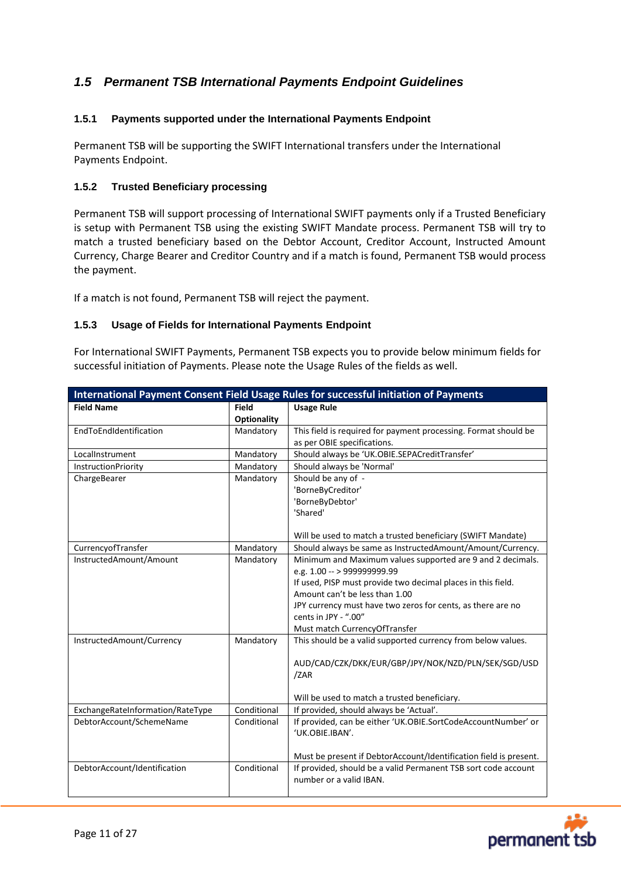## *1.5 Permanent TSB International Payments Endpoint Guidelines*

### 1.5.1 Payments supported under the International Payments Endpoint

Permanent TSB will be supporting the SWIFT International transfers under the International Payments Endpoint.

### 1.5.2 Trusted Beneficiary processing

Permanent TSB will support processing of International SWIFT payments only if a Trusted Beneficiary is setup with Permanent TSB using the existing SWIFT Mandate process. Permanent TSB will try to match a trusted beneficiary based on the Debtor Account, Creditor Account, Instructed Amount Currency, Charge Bearer and Creditor Country and if a match is found, Permanent TSB would process the payment.

If a match is not found, Permanent TSB will reject the payment.

### 1.5.3 Usage of Fields for International Payments Endpoint

For International SWIFT Payments, Permanent TSB expects you to provide below minimum fields for successful initiation of Payments. Please note the Usage Rules of the fields as well.

| International Payment Consent Field Usage Rules for successful initiation of Payments | | |
|---|---|---|
| **Field Name** | **Field Optionality** | **Usage Rule** |
| EndToEndIdentification | Mandatory | This field is required for payment processing. Format should be as per OBIE specifications. |
| LocalInstrument | Mandatory | Should always be 'UK.OBIE.SEPACreditTransfer' |
| InstructionPriority | Mandatory | Should always be 'Normal' |
| ChargeBearer | Mandatory | Should be any of - 'BorneByCreditor' 'BorneByDebtor' 'Shared'<br><br>Will be used to match a trusted beneficiary (SWIFT Mandate) |
| CurrencyofTransfer | Mandatory | Should always be same as InstructedAmount/Amount/Currency. |
| InstructedAmount/Amount | Mandatory | Minimum and Maximum values supported are 9 and 2 decimals. e.g. 1.00 -- > 999999999.99<br>If used, PISP must provide two decimal places in this field.<br>Amount can't be less than 1.00<br>JPY currency must have two zeros for cents, as there are no cents in JPY - ".00"<br>Must match CurrencyOfTransfer |
| InstructedAmount/Currency | Mandatory | This should be a valid supported currency from below values.<br><br>AUD/CAD/CZK/DKK/EUR/GBP/JPY/NOK/NZD/PLN/SEK/SGD/USD/ZAR<br><br>Will be used to match a trusted beneficiary. |
| ExchangeRateInformation/RateType | Conditional | If provided, should always be 'Actual'. |
| DebtorAccount/SchemeName | Conditional | If provided, can be either 'UK.OBIE.SortCodeAccountNumber' or 'UK.OBIE.IBAN'.<br><br>Must be present if DebtorAccount/Identification field is present. |
| DebtorAccount/Identification | Conditional | If provided, should be a valid Permanent TSB sort code account number or a valid IBAN. |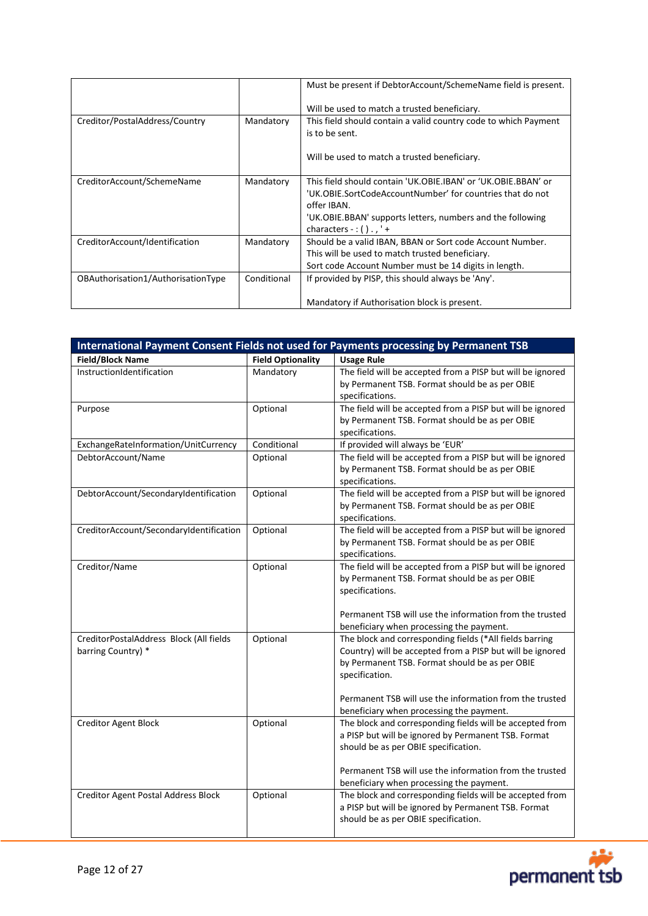| | | |
|---|---|---|
| | | Must be present if DebtorAccount/SchemeName field is present.<br><br>Will be used to match a trusted beneficiary. |
| Creditor/PostalAddress/Country | Mandatory | This field should contain a valid country code to which Payment is to be sent.<br><br>Will be used to match a trusted beneficiary. |
| CreditorAccount/SchemeName | Mandatory | This field should contain 'UK.OBIE.IBAN' or 'UK.OBIE.BBAN' or 'UK.OBIE.SortCodeAccountNumber' for countries that do not offer IBAN.<br>'UK.OBIE.BBAN' supports letters, numbers and the following characters - : ( ) . , ' + |
| CreditorAccount/Identification | Mandatory | Should be a valid IBAN, BBAN or Sort code Account Number.<br>This will be used to match trusted beneficiary.<br>Sort code Account Number must be 14 digits in length. |
| OBAuthorisation1/AuthorisationType | Conditional | If provided by PISP, this should always be 'Any'.<br><br>Mandatory if Authorisation block is present. |

| **International Payment Consent Fields not used for Payments processing by Permanent TSB** | | |
|---|---|---|
| **Field/Block Name** | **Field Optionality** | **Usage Rule** |
| InstructionIdentification | Mandatory | The field will be accepted from a PISP but will be ignored by Permanent TSB. Format should be as per OBIE specifications. |
| Purpose | Optional | The field will be accepted from a PISP but will be ignored by Permanent TSB. Format should be as per OBIE specifications. |
| ExchangeRateInformation/UnitCurrency | Conditional | If provided will always be 'EUR' |
| DebtorAccount/Name | Optional | The field will be accepted from a PISP but will be ignored by Permanent TSB. Format should be as per OBIE specifications. |
| DebtorAccount/SecondaryIdentification | Optional | The field will be accepted from a PISP but will be ignored by Permanent TSB. Format should be as per OBIE specifications. |
| CreditorAccount/SecondaryIdentification | Optional | The field will be accepted from a PISP but will be ignored by Permanent TSB. Format should be as per OBIE specifications. |
| Creditor/Name | Optional | The field will be accepted from a PISP but will be ignored by Permanent TSB. Format should be as per OBIE specifications.<br><br>Permanent TSB will use the information from the trusted beneficiary when processing the payment. |
| CreditorPostalAddress Block (All fields barring Country) * | Optional | The block and corresponding fields (*All fields barring Country) will be accepted from a PISP but will be ignored by Permanent TSB. Format should be as per OBIE specification.<br><br>Permanent TSB will use the information from the trusted beneficiary when processing the payment. |
| Creditor Agent Block | Optional | The block and corresponding fields will be accepted from a PISP but will be ignored by Permanent TSB. Format should be as per OBIE specification.<br><br>Permanent TSB will use the information from the trusted beneficiary when processing the payment. |
| Creditor Agent Postal Address Block | Optional | The block and corresponding fields will be accepted from a PISP but will be ignored by Permanent TSB. Format should be as per OBIE specification. |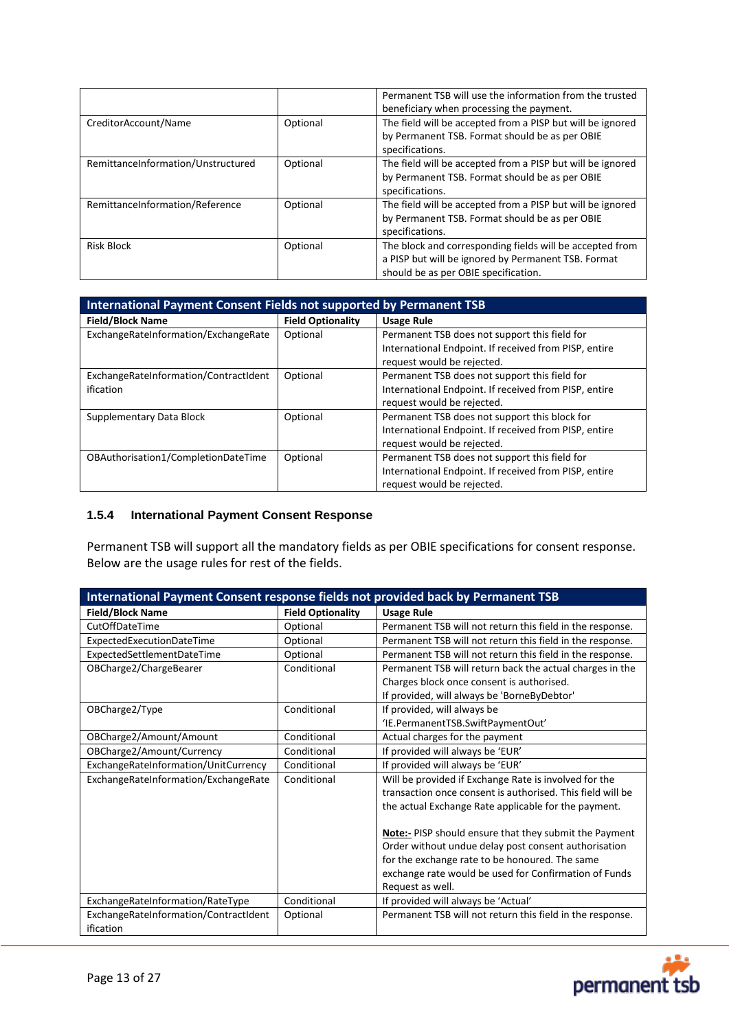| | | |
|---|---|---|
| | | Permanent TSB will use the information from the trusted beneficiary when processing the payment. |
| CreditorAccount/Name | Optional | The field will be accepted from a PISP but will be ignored by Permanent TSB. Format should be as per OBIE specifications. |
| RemittanceInformation/Unstructured | Optional | The field will be accepted from a PISP but will be ignored by Permanent TSB. Format should be as per OBIE specifications. |
| RemittanceInformation/Reference | Optional | The field will be accepted from a PISP but will be ignored by Permanent TSB. Format should be as per OBIE specifications. |
| Risk Block | Optional | The block and corresponding fields will be accepted from a PISP but will be ignored by Permanent TSB. Format should be as per OBIE specification. |

| International Payment Consent Fields not supported by Permanent TSB | | |
|---|---|---|
| **Field/Block Name** | **Field Optionality** | **Usage Rule** |
| ExchangeRateInformation/ExchangeRate | Optional | Permanent TSB does not support this field for International Endpoint. If received from PISP, entire request would be rejected. |
| ExchangeRateInformation/ContractIdentification | Optional | Permanent TSB does not support this field for International Endpoint. If received from PISP, entire request would be rejected. |
| Supplementary Data Block | Optional | Permanent TSB does not support this block for International Endpoint. If received from PISP, entire request would be rejected. |
| OBAuthorisation1/CompletionDateTime | Optional | Permanent TSB does not support this field for International Endpoint. If received from PISP, entire request would be rejected. |

### 1.5.4 International Payment Consent Response

Permanent TSB will support all the mandatory fields as per OBIE specifications for consent response. Below are the usage rules for rest of the fields.

| International Payment Consent response fields not provided back by Permanent TSB | | |
|---|---|---|
| **Field/Block Name** | **Field Optionality** | **Usage Rule** |
| CutOffDateTime | Optional | Permanent TSB will not return this field in the response. |
| ExpectedExecutionDateTime | Optional | Permanent TSB will not return this field in the response. |
| ExpectedSettlementDateTime | Optional | Permanent TSB will not return this field in the response. |
| OBCharge2/ChargeBearer | Conditional | Permanent TSB will return back the actual charges in the Charges block once consent is authorised. If provided, will always be 'BorneByDebtor' |
| OBCharge2/Type | Conditional | If provided, will always be 'IE.PermanentTSB.SwiftPaymentOut' |
| OBCharge2/Amount/Amount | Conditional | Actual charges for the payment |
| OBCharge2/Amount/Currency | Conditional | If provided will always be 'EUR' |
| ExchangeRateInformation/UnitCurrency | Conditional | If provided will always be 'EUR' |
| ExchangeRateInformation/ExchangeRate | Conditional | Will be provided if Exchange Rate is involved for the transaction once consent is authorised. This field will be the actual Exchange Rate applicable for the payment.<br><br>**Note:-** PISP should ensure that they submit the Payment Order without undue delay post consent authorisation for the exchange rate to be honoured. The same exchange rate would be used for Confirmation of Funds Request as well. |
| ExchangeRateInformation/RateType | Conditional | If provided will always be 'Actual' |
| ExchangeRateInformation/ContractIdentification | Optional | Permanent TSB will not return this field in the response. |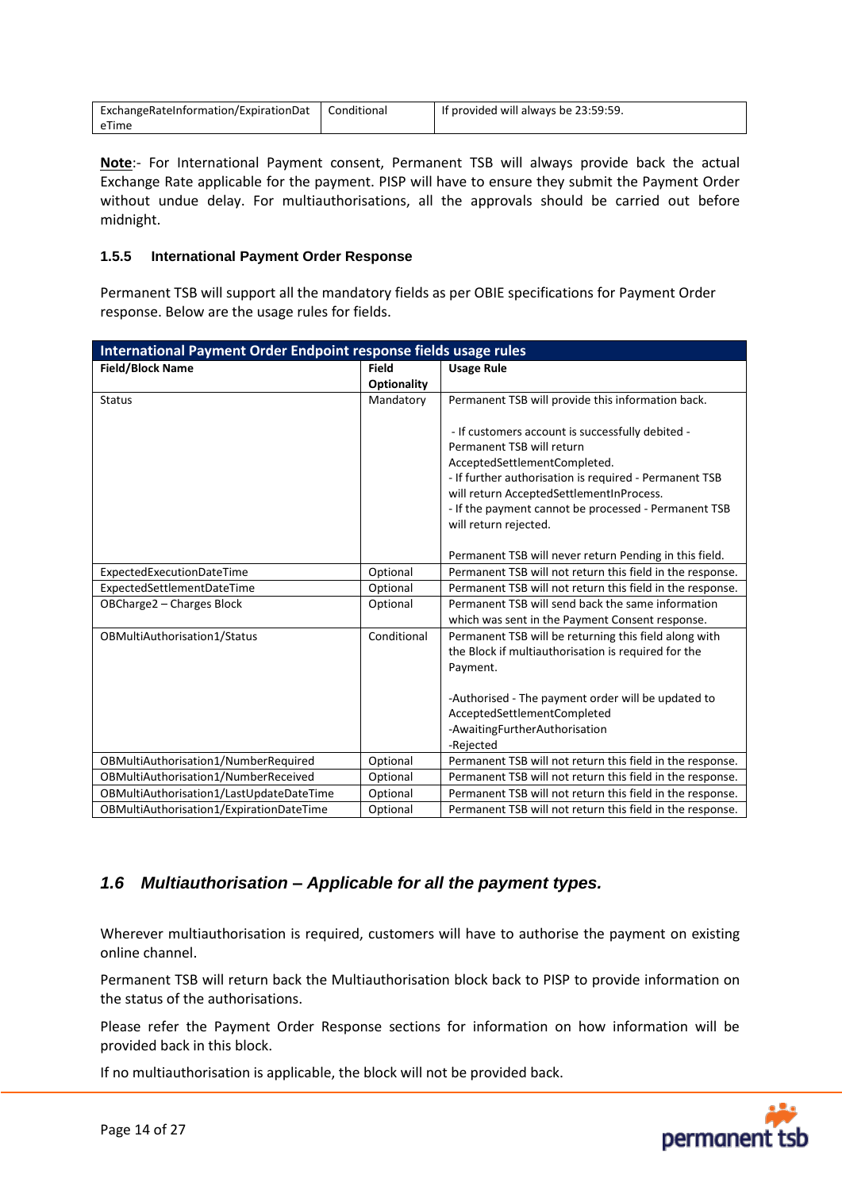| ExchangeRateInformation/ExpirationDateTime | Conditional | If provided will always be 23:59:59. |
|---|---|---|

**Note**:- For International Payment consent, Permanent TSB will always provide back the actual Exchange Rate applicable for the payment. PISP will have to ensure they submit the Payment Order without undue delay. For multiauthorisations, all the approvals should be carried out before midnight.

### 1.5.5 International Payment Order Response

Permanent TSB will support all the mandatory fields as per OBIE specifications for Payment Order response. Below are the usage rules for fields.

| International Payment Order Endpoint response fields usage rules | | |
|---|---|---|
| **Field/Block Name** | **Field Optionality** | **Usage Rule** |
| Status | Mandatory | Permanent TSB will provide this information back.<br><br>- If customers account is successfully debited - Permanent TSB will return AcceptedSettlementCompleted.<br>- If further authorisation is required - Permanent TSB will return AcceptedSettlementInProcess.<br>- If the payment cannot be processed - Permanent TSB will return rejected.<br><br>Permanent TSB will never return Pending in this field. |
| ExpectedExecutionDateTime | Optional | Permanent TSB will not return this field in the response. |
| ExpectedSettlementDateTime | Optional | Permanent TSB will not return this field in the response. |
| OBCharge2 – Charges Block | Optional | Permanent TSB will send back the same information which was sent in the Payment Consent response. |
| OBMultiAuthorisation1/Status | Conditional | Permanent TSB will be returning this field along with the Block if multiauthorisation is required for the Payment.<br><br>-Authorised - The payment order will be updated to AcceptedSettlementCompleted<br>-AwaitingFurtherAuthorisation<br>-Rejected |
| OBMultiAuthorisation1/NumberRequired | Optional | Permanent TSB will not return this field in the response. |
| OBMultiAuthorisation1/NumberReceived | Optional | Permanent TSB will not return this field in the response. |
| OBMultiAuthorisation1/LastUpdateDateTime | Optional | Permanent TSB will not return this field in the response. |
| OBMultiAuthorisation1/ExpirationDateTime | Optional | Permanent TSB will not return this field in the response. |

## *1.6 Multiauthorisation – Applicable for all the payment types.*

Wherever multiauthorisation is required, customers will have to authorise the payment on existing online channel.

Permanent TSB will return back the Multiauthorisation block back to PISP to provide information on the status of the authorisations.

Please refer the Payment Order Response sections for information on how information will be provided back in this block.

If no multiauthorisation is applicable, the block will not be provided back.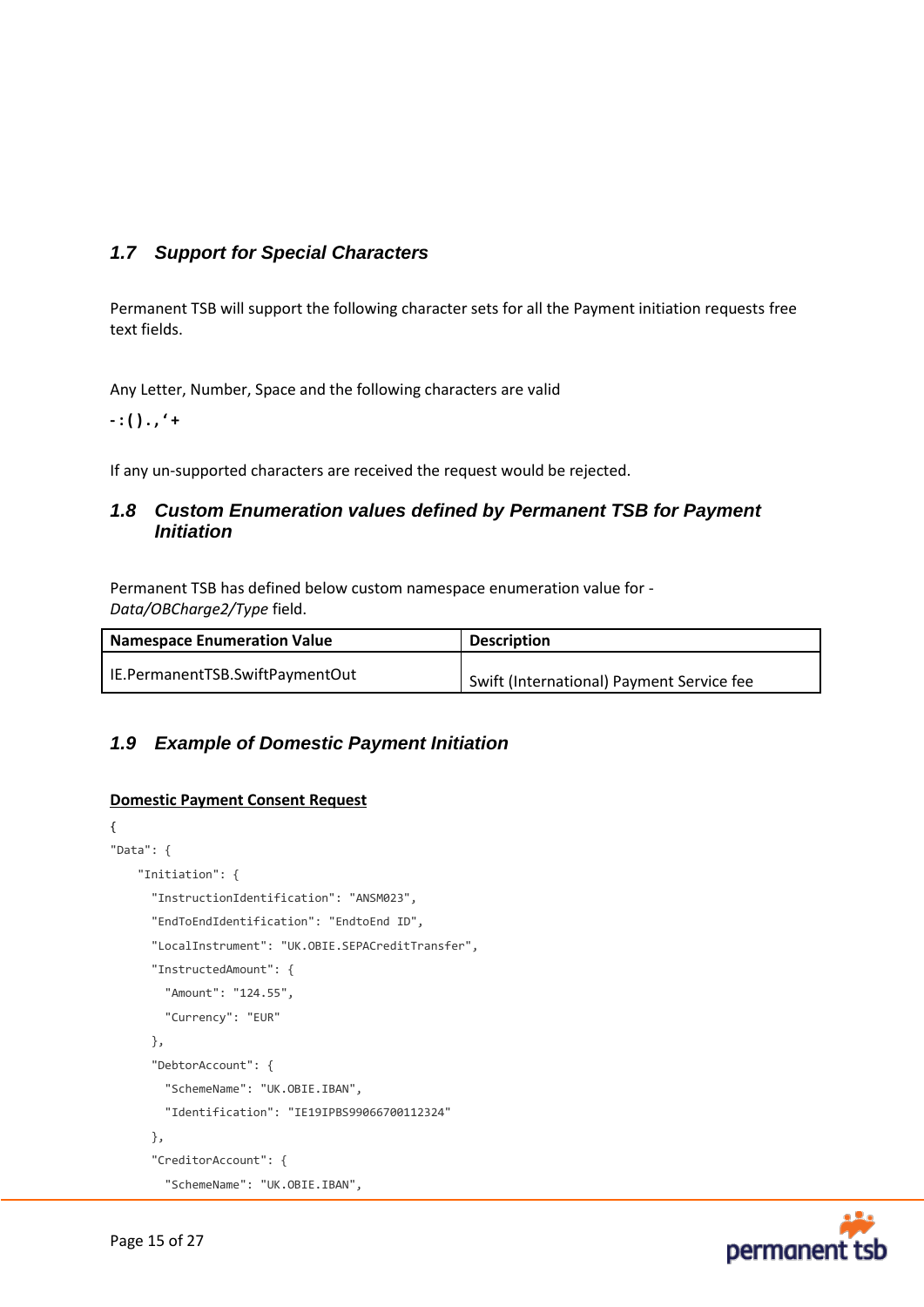### *1.7 Support for Special Characters*

Permanent TSB will support the following character sets for all the Payment initiation requests free text fields.

Any Letter, Number, Space and the following characters are valid

**- : ( ) . , ' +**

If any un-supported characters are received the request would be rejected.

### *1.8 Custom Enumeration values defined by Permanent TSB for Payment Initiation*

Permanent TSB has defined below custom namespace enumeration value for - *Data/OBCharge2/Type* field.

| Namespace Enumeration Value | Description |
|---|---|
| IE.PermanentTSB.SwiftPaymentOut | Swift (International) Payment Service fee |

### *1.9 Example of Domestic Payment Initiation*

**Domestic Payment Consent Request**

```
{
"Data": {
    "Initiation": {
      "InstructionIdentification": "ANSM023",
      "EndToEndIdentification": "EndtoEnd ID",
      "LocalInstrument": "UK.OBIE.SEPACreditTransfer",
      "InstructedAmount": {
        "Amount": "124.55",
        "Currency": "EUR"
      },
      "DebtorAccount": {
        "SchemeName": "UK.OBIE.IBAN",
        "Identification": "IE19IPBS99066700112324"
      },
      "CreditorAccount": {
        "SchemeName": "UK.OBIE.IBAN",
```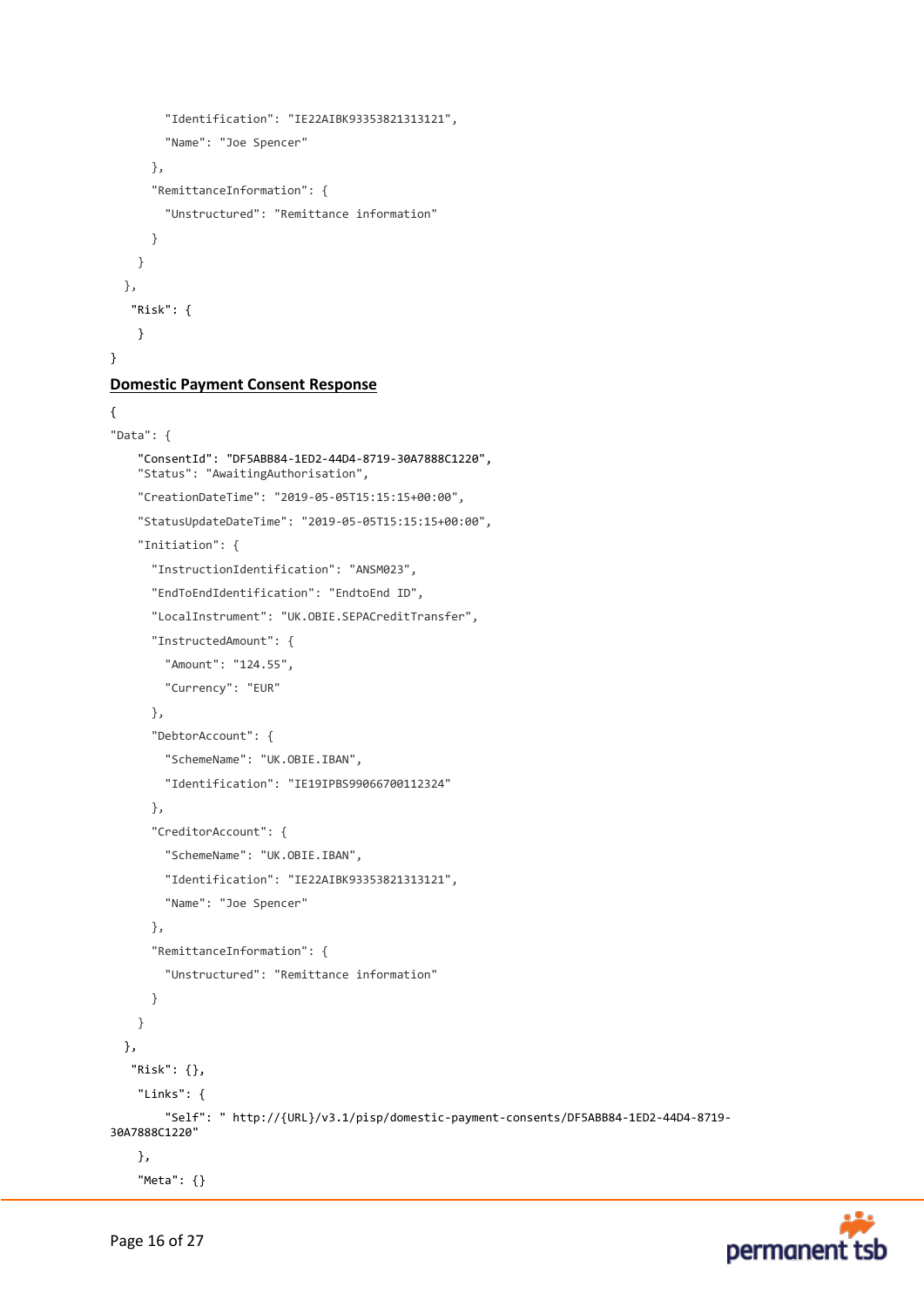```
        "Identification": "IE22AIBK93353821313121",
        "Name": "Joe Spencer"
      },
      "RemittanceInformation": {
        "Unstructured": "Remittance information"
      }
    }
  },
   "Risk": {
    }
}
```

## Domestic Payment Consent Response

```
{
"Data": {
    "ConsentId": "DF5ABB84-1ED2-44D4-8719-30A7888C1220",
    "Status": "AwaitingAuthorisation",
    "CreationDateTime": "2019-05-05T15:15:15+00:00",
    "StatusUpdateDateTime": "2019-05-05T15:15:15+00:00",
    "Initiation": {
      "InstructionIdentification": "ANSM023",
      "EndToEndIdentification": "EndtoEnd ID",
      "LocalInstrument": "UK.OBIE.SEPACreditTransfer",
      "InstructedAmount": {
        "Amount": "124.55",
        "Currency": "EUR"
      },
      "DebtorAccount": {
        "SchemeName": "UK.OBIE.IBAN",
        "Identification": "IE19IPBS99066700112324"
      },
      "CreditorAccount": {
        "SchemeName": "UK.OBIE.IBAN",
        "Identification": "IE22AIBK93353821313121",
        "Name": "Joe Spencer"
      },
      "RemittanceInformation": {
        "Unstructured": "Remittance information"
      }
    }
  },
   "Risk": {},
    "Links": {
        "Self": " http://{URL}/v3.1/pisp/domestic-payment-consents/DF5ABB84-1ED2-44D4-8719-
30A7888C1220"
    },
    "Meta": {}
```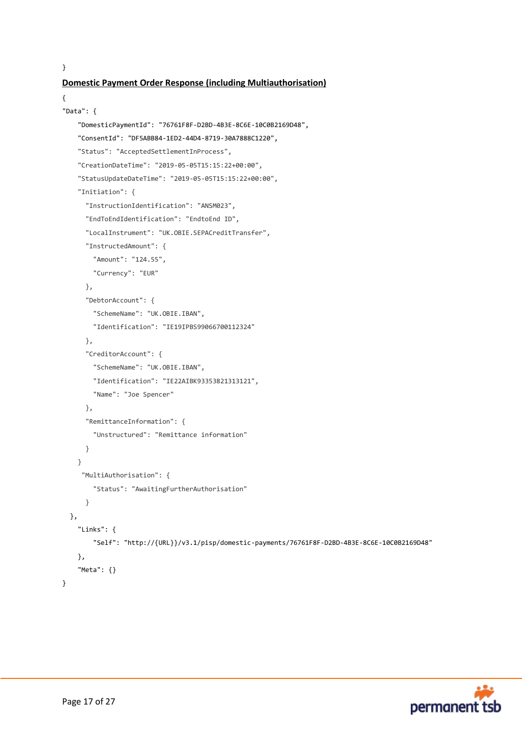```
}
```

**Domestic Payment Order Response (including Multiauthorisation)**

```
{
"Data": {
    "DomesticPaymentId": "76761F8F-D2BD-4B3E-8C6E-10C0B2169D48",
    "ConsentId": "DF5ABB84-1ED2-44D4-8719-30A7888C1220",
    "Status": "AcceptedSettlementInProcess",
    "CreationDateTime": "2019-05-05T15:15:22+00:00",
    "StatusUpdateDateTime": "2019-05-05T15:15:22+00:00",
    "Initiation": {
      "InstructionIdentification": "ANSM023",
      "EndToEndIdentification": "EndtoEnd ID",
      "LocalInstrument": "UK.OBIE.SEPACreditTransfer",
      "InstructedAmount": {
        "Amount": "124.55",
        "Currency": "EUR"
      },
      "DebtorAccount": {
        "SchemeName": "UK.OBIE.IBAN",
        "Identification": "IE19IPBS99066700112324"
      },
      "CreditorAccount": {
        "SchemeName": "UK.OBIE.IBAN",
        "Identification": "IE22AIBK93353821313121",
        "Name": "Joe Spencer"
      },
      "RemittanceInformation": {
        "Unstructured": "Remittance information"
      }
    }
     "MultiAuthorisation": {
        "Status": "AwaitingFurtherAuthorisation"
      }
  },
    "Links": {
        "Self": "http://{URL}}/v3.1/pisp/domestic-payments/76761F8F-D2BD-4B3E-8C6E-10C0B2169D48"
    },
    "Meta": {}
}
```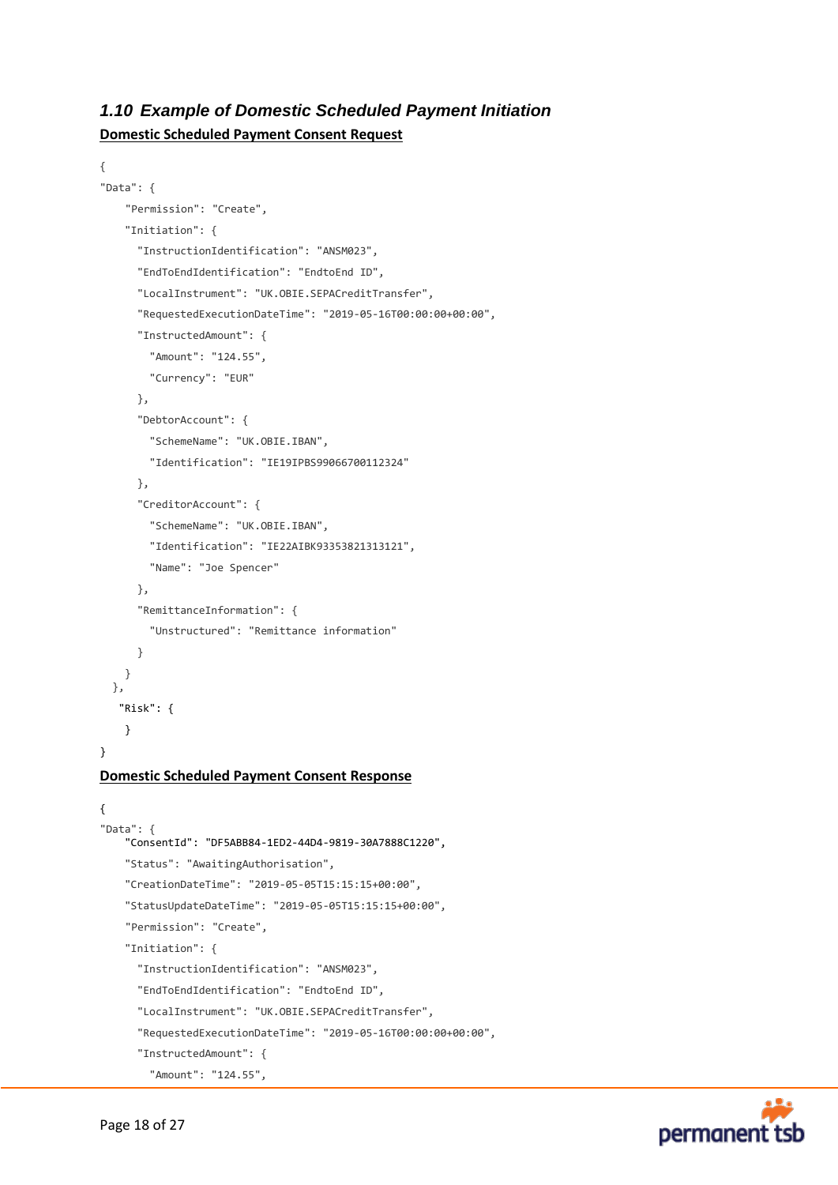## 1.10 *Example of Domestic Scheduled Payment Initiation*

**Domestic Scheduled Payment Consent Request**

```
{
"Data": {
    "Permission": "Create",
    "Initiation": {
      "InstructionIdentification": "ANSM023",
      "EndToEndIdentification": "EndtoEnd ID",
      "LocalInstrument": "UK.OBIE.SEPACreditTransfer",
      "RequestedExecutionDateTime": "2019-05-16T00:00:00+00:00",
      "InstructedAmount": {
        "Amount": "124.55",
        "Currency": "EUR"
      },
      "DebtorAccount": {
        "SchemeName": "UK.OBIE.IBAN",
        "Identification": "IE19IPBS99066700112324"
      },
      "CreditorAccount": {
        "SchemeName": "UK.OBIE.IBAN",
        "Identification": "IE22AIBK93353821313121",
        "Name": "Joe Spencer"
      },
      "RemittanceInformation": {
        "Unstructured": "Remittance information"
      }
    }
  },
   "Risk": {
    }
}
```

**Domestic Scheduled Payment Consent Response**

```
{
"Data": {
    "ConsentId": "DF5ABB84-1ED2-44D4-9819-30A7888C1220",
    "Status": "AwaitingAuthorisation",
    "CreationDateTime": "2019-05-05T15:15:15+00:00",
    "StatusUpdateDateTime": "2019-05-05T15:15:15+00:00",
    "Permission": "Create",
    "Initiation": {
      "InstructionIdentification": "ANSM023",
      "EndToEndIdentification": "EndtoEnd ID",
      "LocalInstrument": "UK.OBIE.SEPACreditTransfer",
      "RequestedExecutionDateTime": "2019-05-16T00:00:00+00:00",
      "InstructedAmount": {
        "Amount": "124.55",
```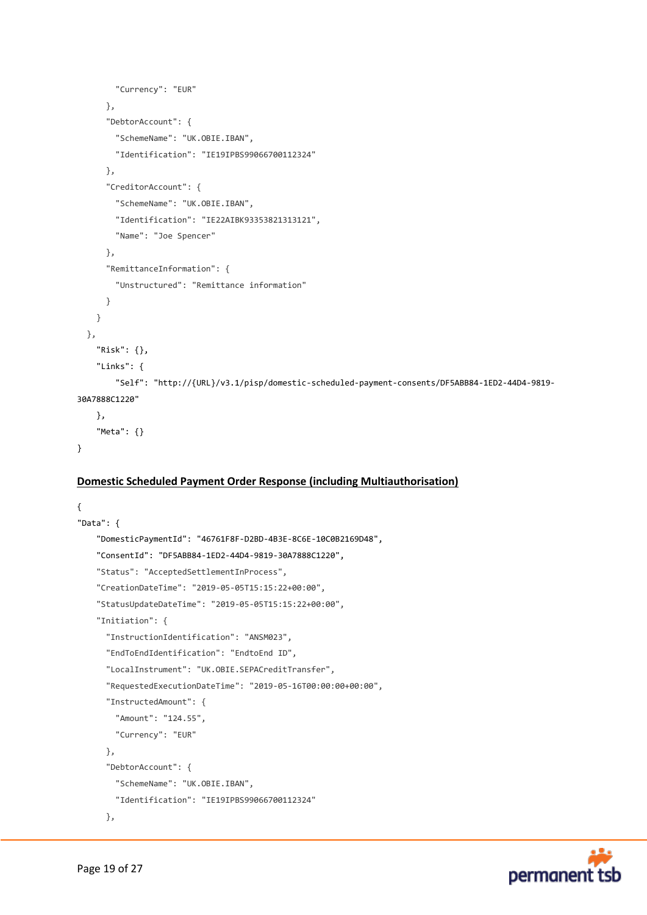```
        "Currency": "EUR"
      },
      "DebtorAccount": {
        "SchemeName": "UK.OBIE.IBAN",
        "Identification": "IE19IPBS99066700112324"
      },
      "CreditorAccount": {
        "SchemeName": "UK.OBIE.IBAN",
        "Identification": "IE22AIBK93353821313121",
        "Name": "Joe Spencer"
      },
      "RemittanceInformation": {
        "Unstructured": "Remittance information"
      }
    }
  },
    "Risk": {},
    "Links": {
        "Self": "http://{URL}/v3.1/pisp/domestic-scheduled-payment-consents/DF5ABB84-1ED2-44D4-9819-30A7888C1220"
    },
    "Meta": {}
}
```

**Domestic Scheduled Payment Order Response (including Multiauthorisation)**

```
{
"Data": {
    "DomesticPaymentId": "46761F8F-D2BD-4B3E-8C6E-10C0B2169D48",
    "ConsentId": "DF5ABB84-1ED2-44D4-9819-30A7888C1220",
    "Status": "AcceptedSettlementInProcess",
    "CreationDateTime": "2019-05-05T15:15:22+00:00",
    "StatusUpdateDateTime": "2019-05-05T15:15:22+00:00",
    "Initiation": {
      "InstructionIdentification": "ANSM023",
      "EndToEndIdentification": "EndtoEnd ID",
      "LocalInstrument": "UK.OBIE.SEPACreditTransfer",
      "RequestedExecutionDateTime": "2019-05-16T00:00:00+00:00",
      "InstructedAmount": {
        "Amount": "124.55",
        "Currency": "EUR"
      },
      "DebtorAccount": {
        "SchemeName": "UK.OBIE.IBAN",
        "Identification": "IE19IPBS99066700112324"
      },
```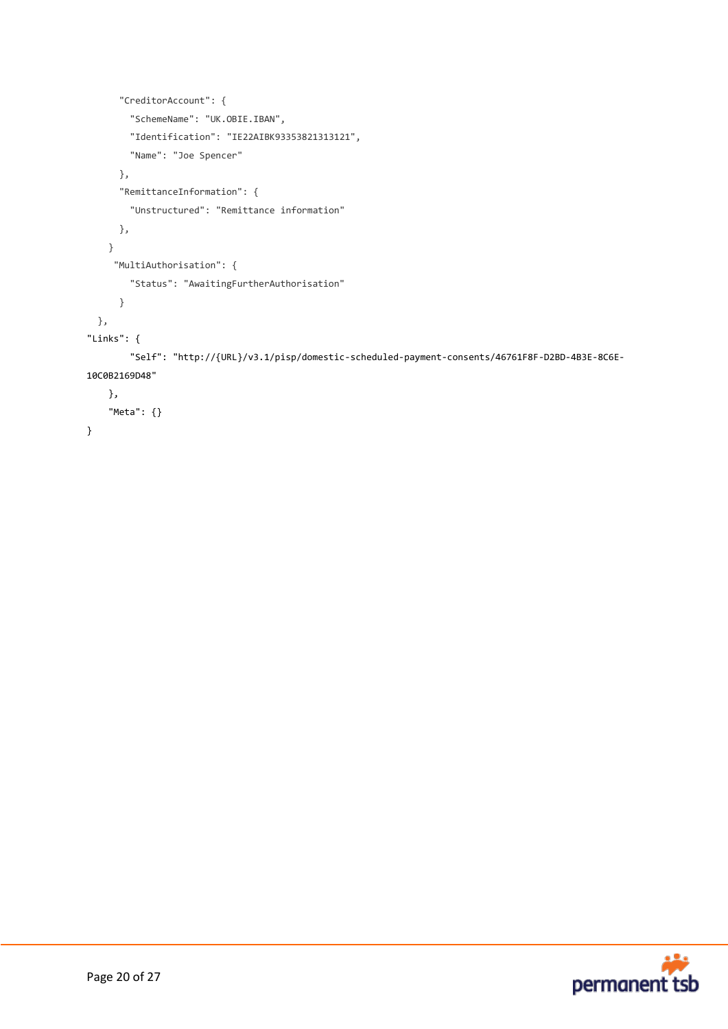```
      "CreditorAccount": {
        "SchemeName": "UK.OBIE.IBAN",
        "Identification": "IE22AIBK93353821313121",
        "Name": "Joe Spencer"
      },
      "RemittanceInformation": {
        "Unstructured": "Remittance information"
      },
    }
     "MultiAuthorisation": {
        "Status": "AwaitingFurtherAuthorisation"
      }
  },
"Links": {
        "Self": "http://{URL}/v3.1/pisp/domestic-scheduled-payment-consents/46761F8F-D2BD-4B3E-8C6E-10C0B2169D48"
    },
    "Meta": {}
}
```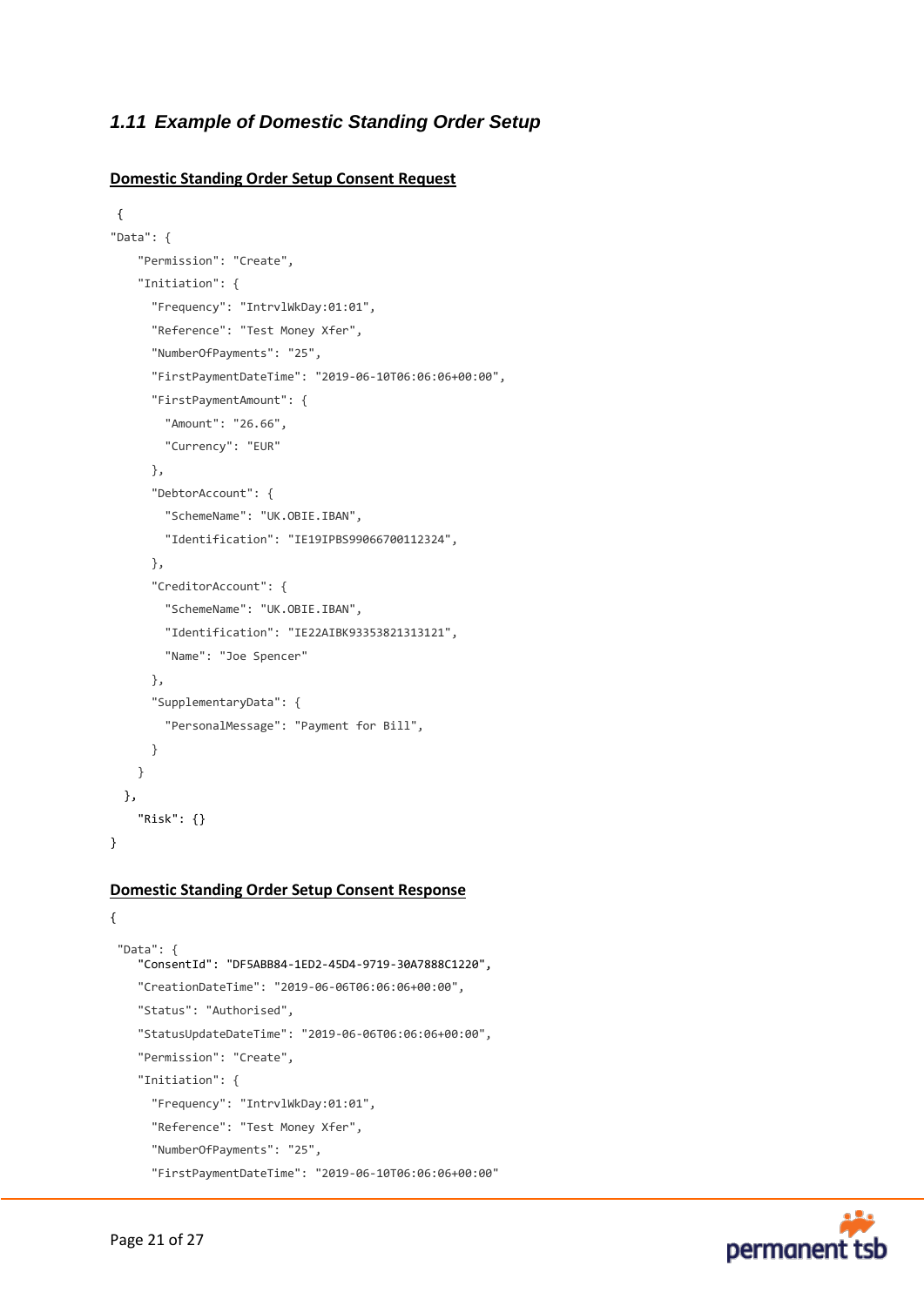## 1.11 Example of Domestic Standing Order Setup

**Domestic Standing Order Setup Consent Request**

```
 {
"Data": {
    "Permission": "Create",
    "Initiation": {
      "Frequency": "IntrvlWkDay:01:01",
      "Reference": "Test Money Xfer",
      "NumberOfPayments": "25",
      "FirstPaymentDateTime": "2019-06-10T06:06:06+00:00",
      "FirstPaymentAmount": {
        "Amount": "26.66",
        "Currency": "EUR"
      },
      "DebtorAccount": {
        "SchemeName": "UK.OBIE.IBAN",
        "Identification": "IE19IPBS99066700112324",
      },
      "CreditorAccount": {
        "SchemeName": "UK.OBIE.IBAN",
        "Identification": "IE22AIBK93353821313121",
        "Name": "Joe Spencer"
      },
      "SupplementaryData": {
        "PersonalMessage": "Payment for Bill",
      }
    }
  },
    "Risk": {}
}
```

**Domestic Standing Order Setup Consent Response**

```
{
 "Data": {
    "ConsentId": "DF5ABB84-1ED2-45D4-9719-30A7888C1220",
    "CreationDateTime": "2019-06-06T06:06:06+00:00",
    "Status": "Authorised",
    "StatusUpdateDateTime": "2019-06-06T06:06:06+00:00",
    "Permission": "Create",
    "Initiation": {
      "Frequency": "IntrvlWkDay:01:01",
      "Reference": "Test Money Xfer",
      "NumberOfPayments": "25",
      "FirstPaymentDateTime": "2019-06-10T06:06:06+00:00"
```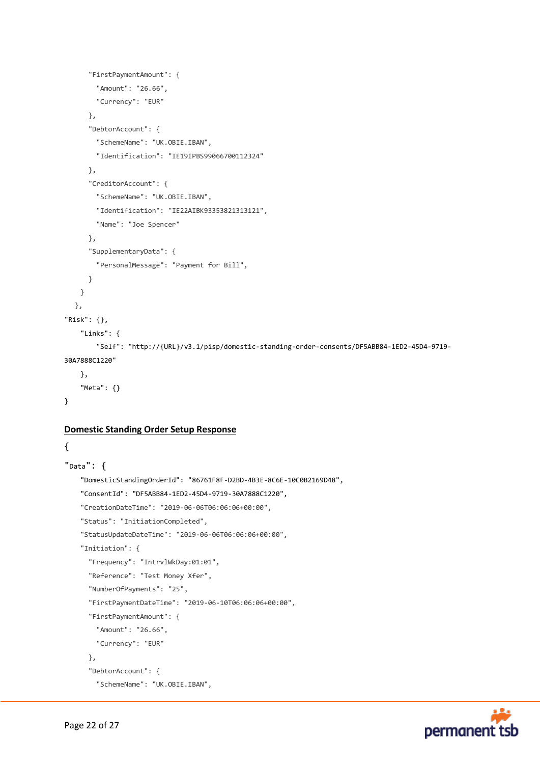```
      "FirstPaymentAmount": {
        "Amount": "26.66",
        "Currency": "EUR"
      },
      "DebtorAccount": {
        "SchemeName": "UK.OBIE.IBAN",
        "Identification": "IE19IPBS99066700112324"
      },
      "CreditorAccount": {
        "SchemeName": "UK.OBIE.IBAN",
        "Identification": "IE22AIBK93353821313121",
        "Name": "Joe Spencer"
      },
      "SupplementaryData": {
        "PersonalMessage": "Payment for Bill",
      }
    }
  },
"Risk": {},
    "Links": {
        "Self": "http://{URL}/v3.1/pisp/domestic-standing-order-consents/DF5ABB84-1ED2-45D4-9719-30A7888C1220"
    },
    "Meta": {}
}
```

**Domestic Standing Order Setup Response**

```
{
"Data": {
    "DomesticStandingOrderId": "86761F8F-D2BD-4B3E-8C6E-10C0B2169D48",
    "ConsentId": "DF5ABB84-1ED2-45D4-9719-30A7888C1220",
    "CreationDateTime": "2019-06-06T06:06:06+00:00",
    "Status": "InitiationCompleted",
    "StatusUpdateDateTime": "2019-06-06T06:06:06+00:00",
    "Initiation": {
      "Frequency": "IntrvlWkDay:01:01",
      "Reference": "Test Money Xfer",
      "NumberOfPayments": "25",
      "FirstPaymentDateTime": "2019-06-10T06:06:06+00:00",
      "FirstPaymentAmount": {
        "Amount": "26.66",
        "Currency": "EUR"
      },
      "DebtorAccount": {
        "SchemeName": "UK.OBIE.IBAN",
```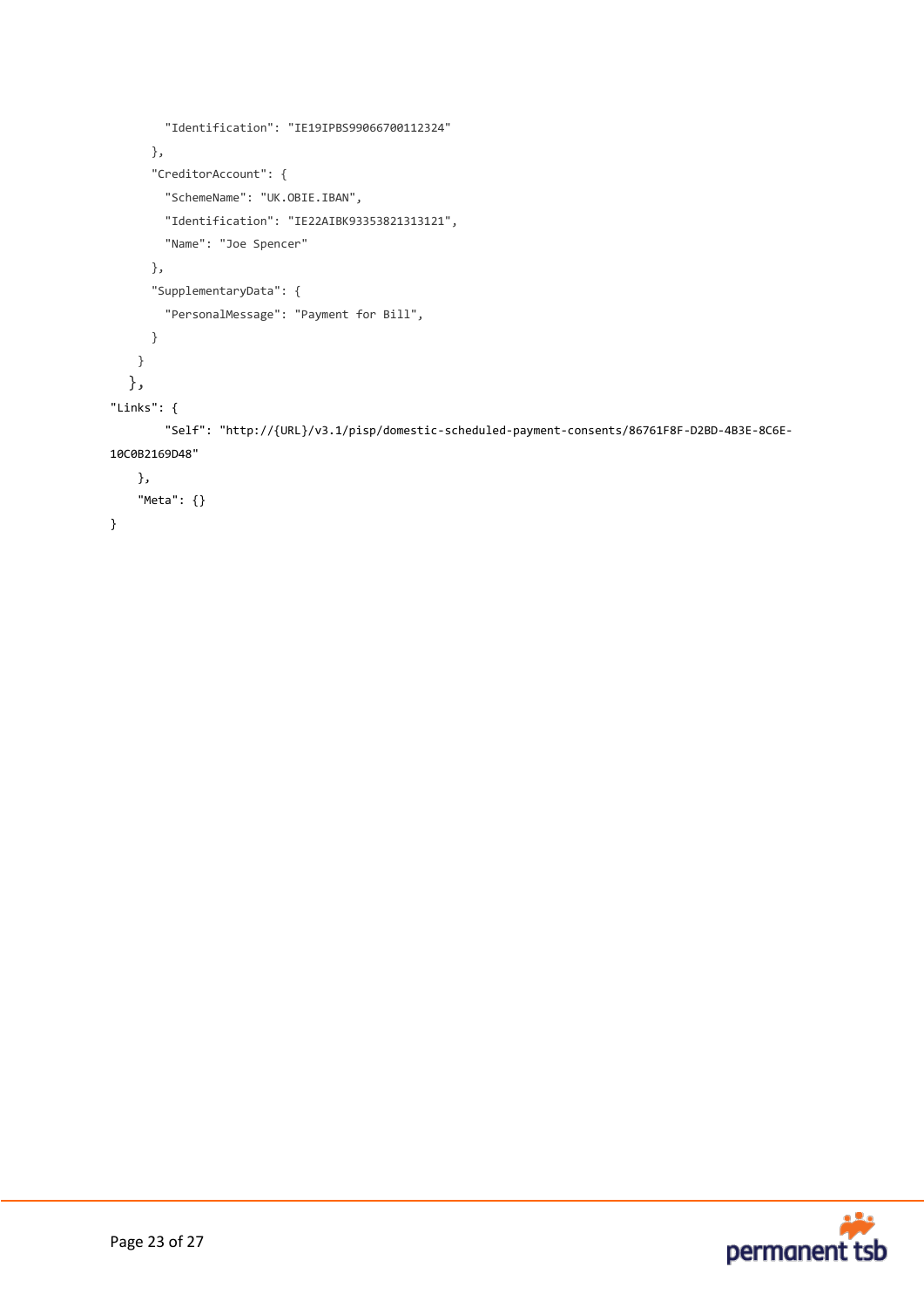```
        "Identification": "IE19IPBS99066700112324"
      },
      "CreditorAccount": {
        "SchemeName": "UK.OBIE.IBAN",
        "Identification": "IE22AIBK93353821313121",
        "Name": "Joe Spencer"
      },
      "SupplementaryData": {
        "PersonalMessage": "Payment for Bill",
      }
    }
  },
"Links": {
        "Self": "http://{URL}/v3.1/pisp/domestic-scheduled-payment-consents/86761F8F-D2BD-4B3E-8C6E-
10C0B2169D48"
    },
    "Meta": {}
}
```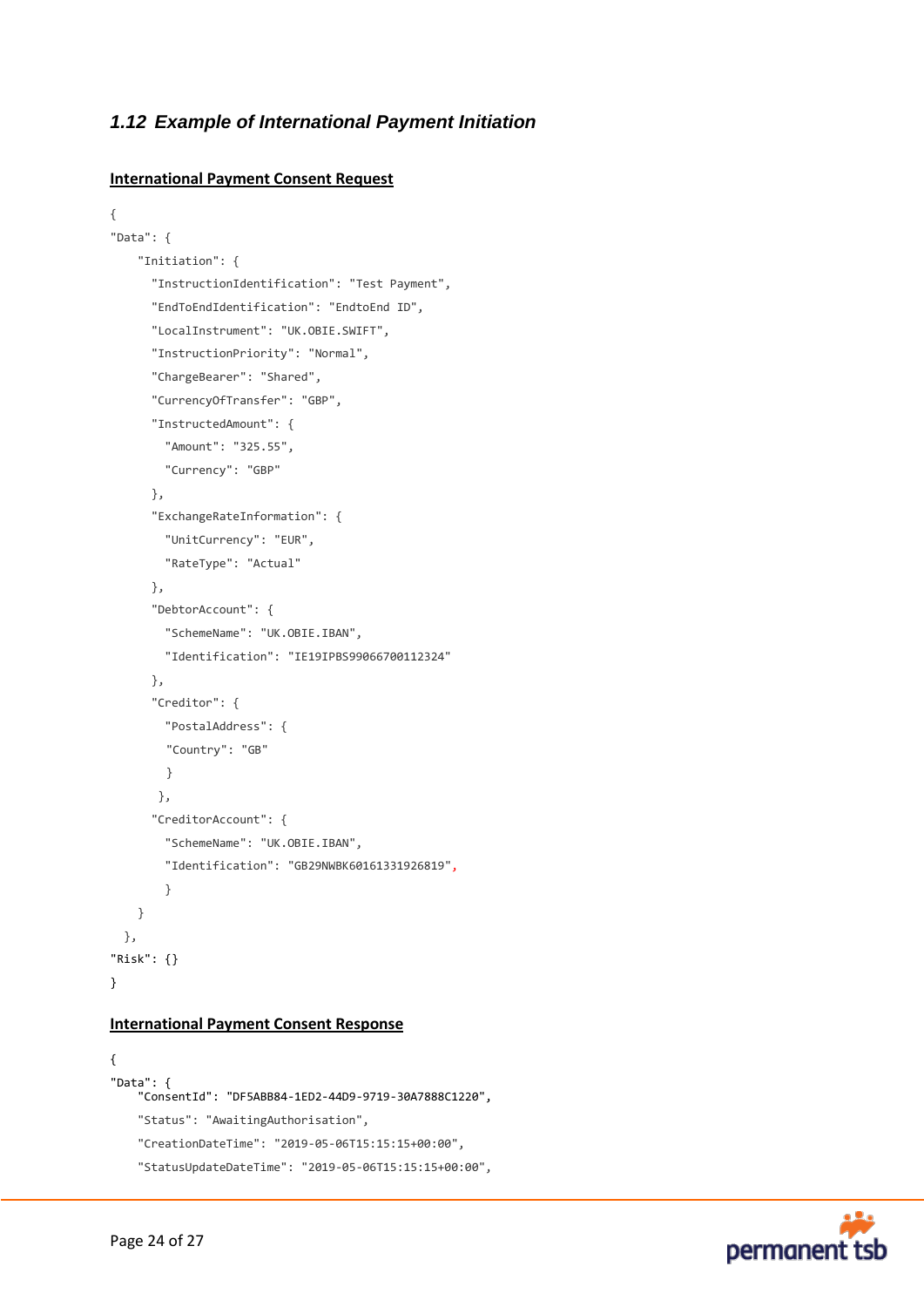### 1.12 Example of International Payment Initiation

**International Payment Consent Request**

```
{
"Data": {
    "Initiation": {
      "InstructionIdentification": "Test Payment",
      "EndToEndIdentification": "EndtoEnd ID",
      "LocalInstrument": "UK.OBIE.SWIFT",
      "InstructionPriority": "Normal",
      "ChargeBearer": "Shared",
      "CurrencyOfTransfer": "GBP",
      "InstructedAmount": {
        "Amount": "325.55",
        "Currency": "GBP"
      },
      "ExchangeRateInformation": {
        "UnitCurrency": "EUR",
        "RateType": "Actual"
      },
      "DebtorAccount": {
        "SchemeName": "UK.OBIE.IBAN",
        "Identification": "IE19IPBS99066700112324"
      },
      "Creditor": {
        "PostalAddress": {
        "Country": "GB"
        }
       },
      "CreditorAccount": {
        "SchemeName": "UK.OBIE.IBAN",
        "Identification": "GB29NWBK60161331926819",
        }
    }
  },
"Risk": {}
}
```

**International Payment Consent Response**

```
{
"Data": {
    "ConsentId": "DF5ABB84-1ED2-44D9-9719-30A7888C1220",
    "Status": "AwaitingAuthorisation",
    "CreationDateTime": "2019-05-06T15:15:15+00:00",
    "StatusUpdateDateTime": "2019-05-06T15:15:15+00:00",
```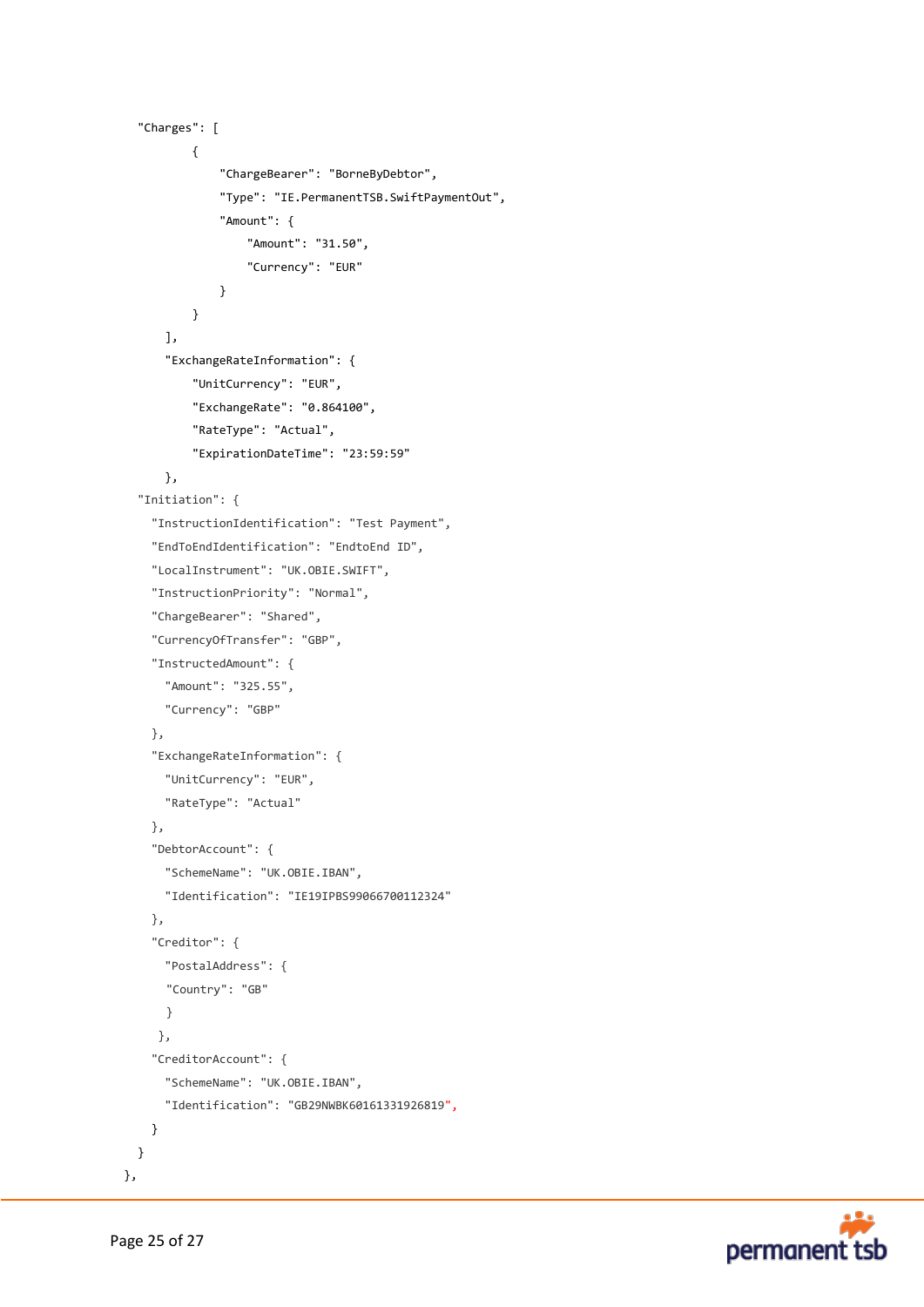```
  "Charges": [
          {
              "ChargeBearer": "BorneByDebtor",
              "Type": "IE.PermanentTSB.SwiftPaymentOut",
              "Amount": {
                  "Amount": "31.50",
                  "Currency": "EUR"
              }
          }
      ],
      "ExchangeRateInformation": {
          "UnitCurrency": "EUR",
          "ExchangeRate": "0.864100",
          "RateType": "Actual",
          "ExpirationDateTime": "23:59:59"
      },
  "Initiation": {
    "InstructionIdentification": "Test Payment",
    "EndToEndIdentification": "EndtoEnd ID",
    "LocalInstrument": "UK.OBIE.SWIFT",
    "InstructionPriority": "Normal",
    "ChargeBearer": "Shared",
    "CurrencyOfTransfer": "GBP",
    "InstructedAmount": {
      "Amount": "325.55",
      "Currency": "GBP"
    },
    "ExchangeRateInformation": {
      "UnitCurrency": "EUR",
      "RateType": "Actual"
    },
    "DebtorAccount": {
      "SchemeName": "UK.OBIE.IBAN",
      "Identification": "IE19IPBS99066700112324"
    },
    "Creditor": {
      "PostalAddress": {
      "Country": "GB"
      }
     },
    "CreditorAccount": {
      "SchemeName": "UK.OBIE.IBAN",
      "Identification": "GB29NWBK60161331926819",
    }
  }
},
```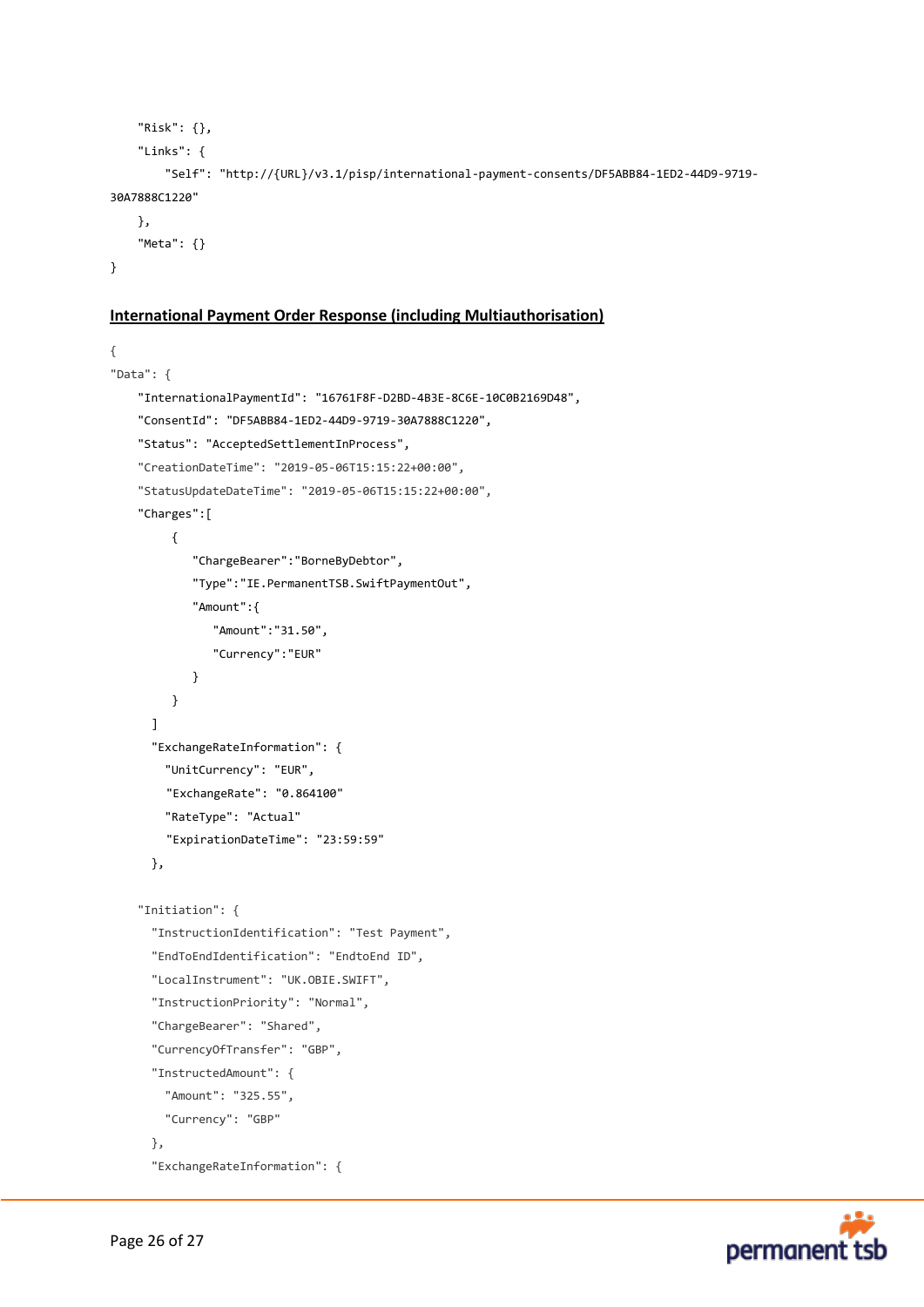```
    "Risk": {},
    "Links": {
        "Self": "http://{URL}/v3.1/pisp/international-payment-consents/DF5ABB84-1ED2-44D9-9719-
30A7888C1220"
    },
    "Meta": {}
}
```

## International Payment Order Response (including Multiauthorisation)

```
{
"Data": {
    "InternationalPaymentId": "16761F8F-D2BD-4B3E-8C6E-10C0B2169D48",
    "ConsentId": "DF5ABB84-1ED2-44D9-9719-30A7888C1220",
    "Status": "AcceptedSettlementInProcess",
    "CreationDateTime": "2019-05-06T15:15:22+00:00",
    "StatusUpdateDateTime": "2019-05-06T15:15:22+00:00",
    "Charges":[
        {
          "ChargeBearer":"BorneByDebtor",
          "Type":"IE.PermanentTSB.SwiftPaymentOut",
          "Amount":{
             "Amount":"31.50",
             "Currency":"EUR"
          }
        }
      ]
      "ExchangeRateInformation": {
        "UnitCurrency": "EUR",
        "ExchangeRate": "0.864100"
        "RateType": "Actual"
        "ExpirationDateTime": "23:59:59"
      },

    "Initiation": {
      "InstructionIdentification": "Test Payment",
      "EndToEndIdentification": "EndtoEnd ID",
      "LocalInstrument": "UK.OBIE.SWIFT",
      "InstructionPriority": "Normal",
      "ChargeBearer": "Shared",
      "CurrencyOfTransfer": "GBP",
      "InstructedAmount": {
        "Amount": "325.55",
        "Currency": "GBP"
      },
      "ExchangeRateInformation": {
```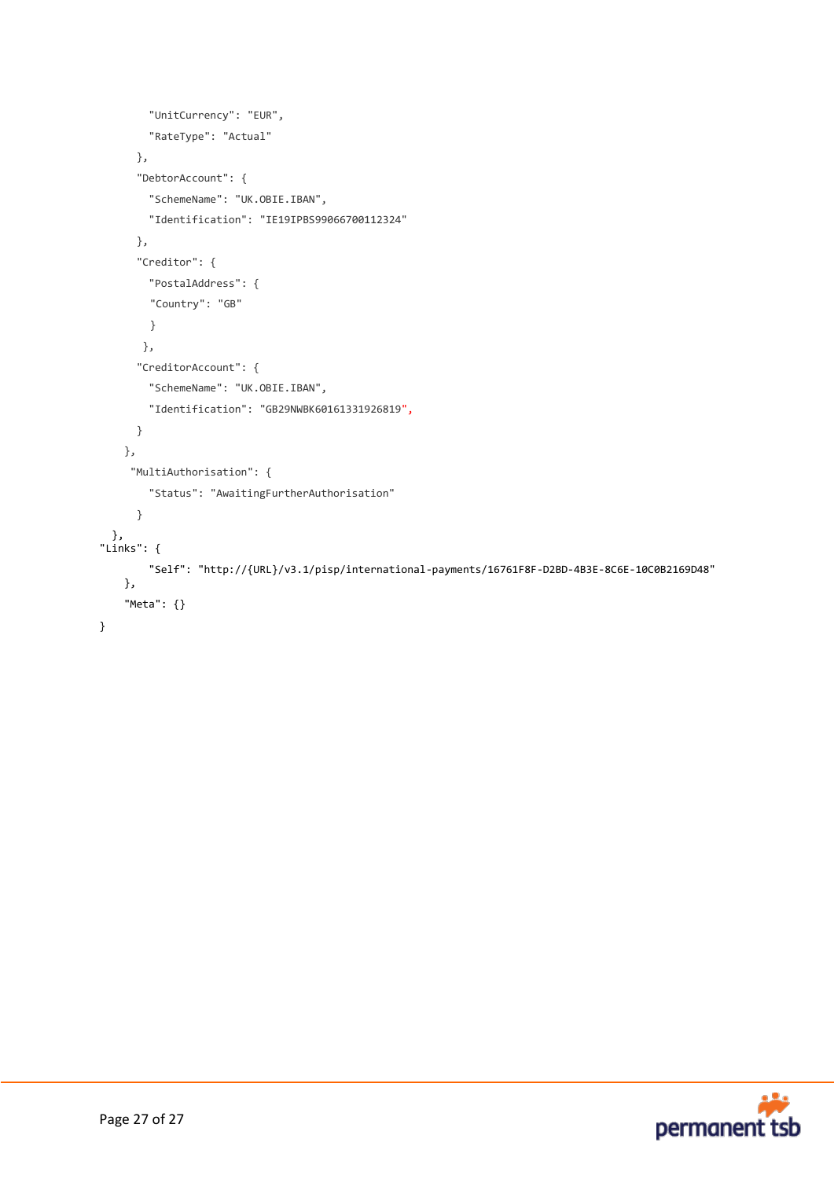```
          "UnitCurrency": "EUR",
          "RateType": "Actual"
        },
        "DebtorAccount": {
          "SchemeName": "UK.OBIE.IBAN",
          "Identification": "IE19IPBS99066700112324"
        },
        "Creditor": {
          "PostalAddress": {
          "Country": "GB"
          }
         },
        "CreditorAccount": {
          "SchemeName": "UK.OBIE.IBAN",
          "Identification": "GB29NWBK60161331926819",
        }
      },
       "MultiAuthorisation": {
          "Status": "AwaitingFurtherAuthorisation"
        }
    },
"Links": {
          "Self": "http://{URL}/v3.1/pisp/international-payments/16761F8F-D2BD-4B3E-8C6E-10C0B2169D48"
      },
      "Meta": {}
}
```